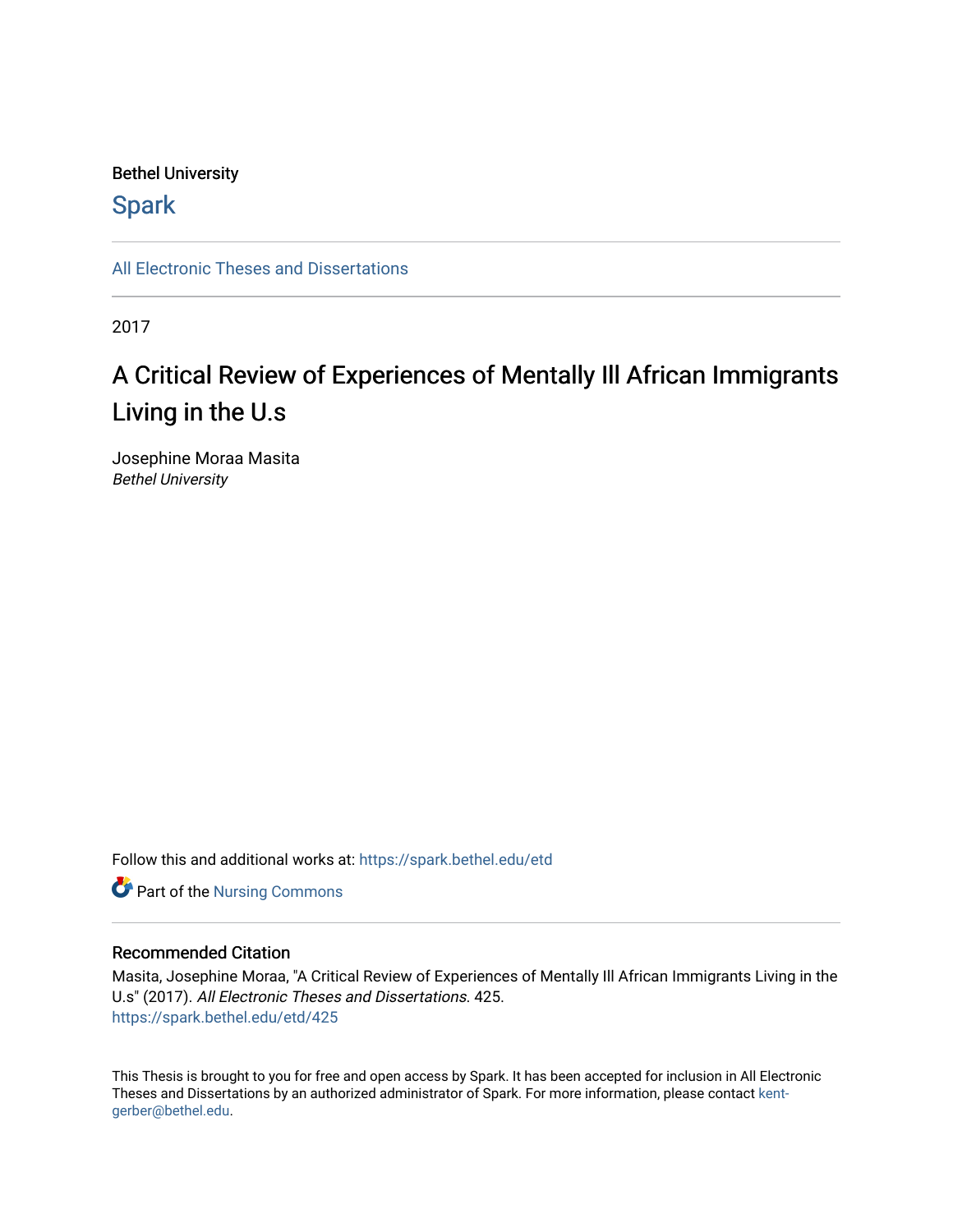Bethel University

## Spark

All Electronic Theses and Dissertations

2017

# A Critical Review of Experiences of Mentally Ill African Immigrants Living in the U.s

Josephine Moraa Masita
*Bethel University*

Follow this and additional works at: https://spark.bethel.edu/etd

Part of the Nursing Commons

### Recommended Citation

Masita, Josephine Moraa, "A Critical Review of Experiences of Mentally Ill African Immigrants Living in the U.s" (2017). *All Electronic Theses and Dissertations.* 425.
https://spark.bethel.edu/etd/425

This Thesis is brought to you for free and open access by Spark. It has been accepted for inclusion in All Electronic Theses and Dissertations by an authorized administrator of Spark. For more information, please contact kent-gerber@bethel.edu.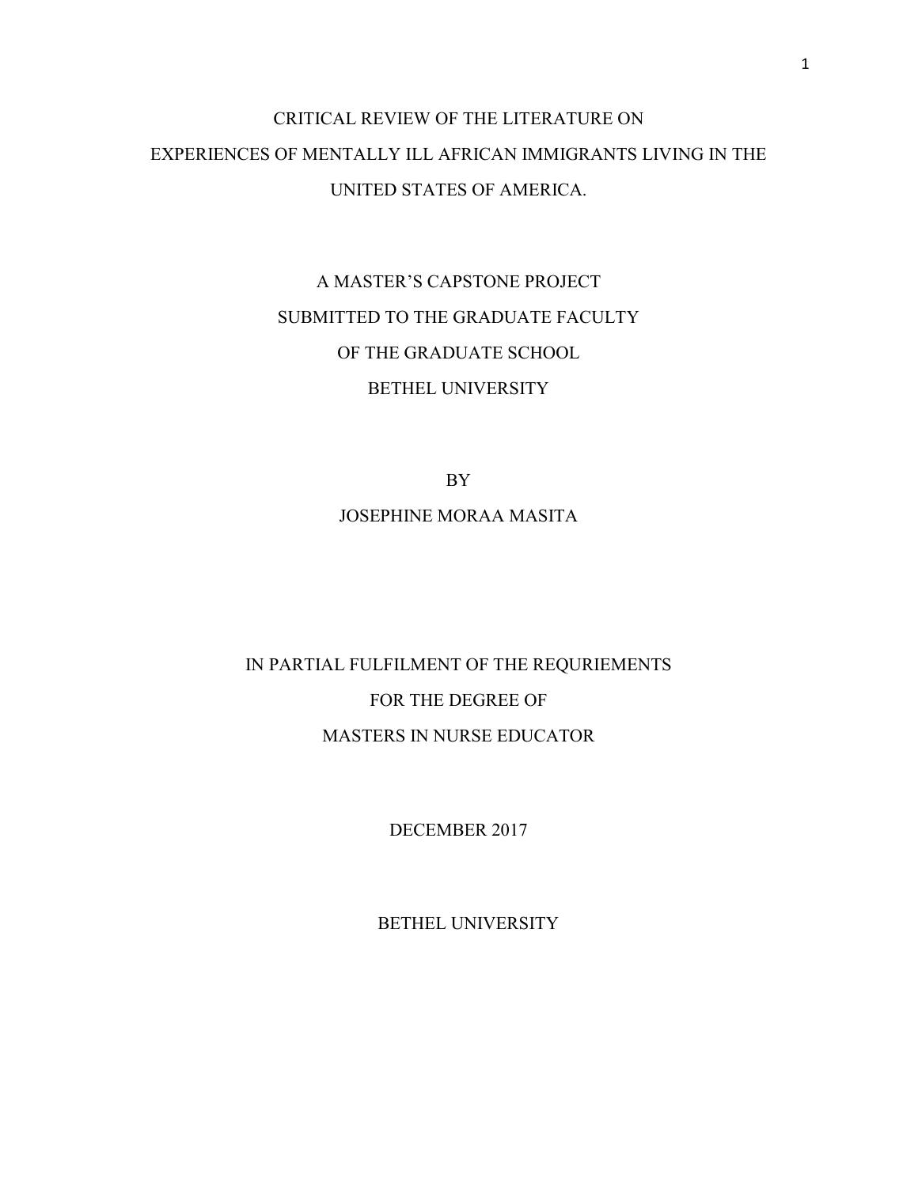# CRITICAL REVIEW OF THE LITERATURE ON EXPERIENCES OF MENTALLY ILL AFRICAN IMMIGRANTS LIVING IN THE UNITED STATES OF AMERICA.

A MASTER'S CAPSTONE PROJECT

SUBMITTED TO THE GRADUATE FACULTY

OF THE GRADUATE SCHOOL

BETHEL UNIVERSITY

BY

JOSEPHINE MORAA MASITA

IN PARTIAL FULFILMENT OF THE REQURIEMENTS

FOR THE DEGREE OF

MASTERS IN NURSE EDUCATOR

DECEMBER 2017

BETHEL UNIVERSITY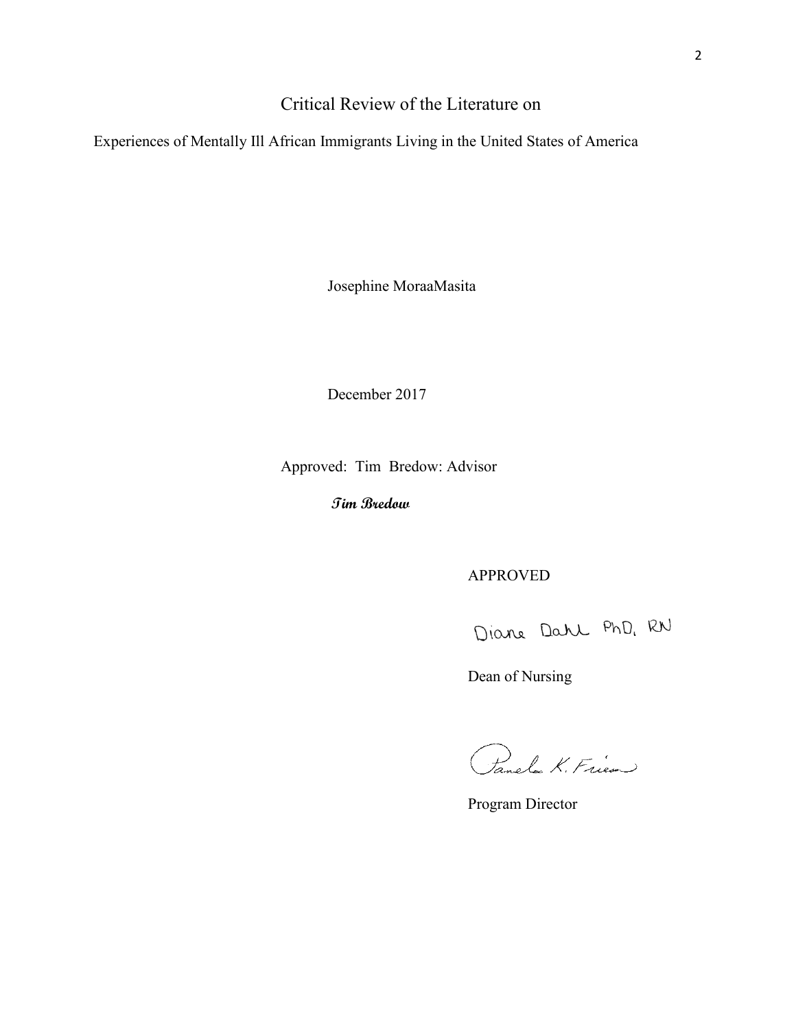Critical Review of the Literature on

Experiences of Mentally Ill African Immigrants Living in the United States of America

Josephine MoraaMasita

December 2017

Approved: Tim Bredow: Advisor

**Tim Bredow**

APPROVED

Diane Dahl PhD, RN

Dean of Nursing

Pamela K. Friesen

Program Director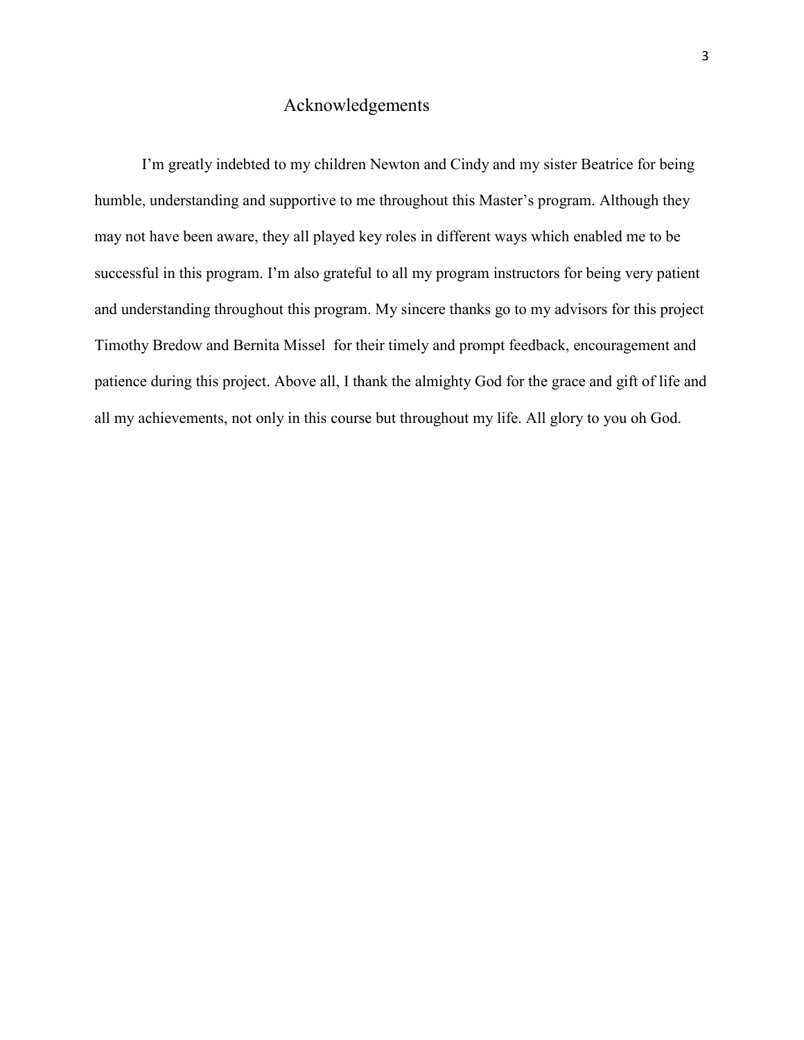# Acknowledgements

I'm greatly indebted to my children Newton and Cindy and my sister Beatrice for being humble, understanding and supportive to me throughout this Master's program. Although they may not have been aware, they all played key roles in different ways which enabled me to be successful in this program. I'm also grateful to all my program instructors for being very patient and understanding throughout this program. My sincere thanks go to my advisors for this project Timothy Bredow and Bernita Missel for their timely and prompt feedback, encouragement and patience during this project. Above all, I thank the almighty God for the grace and gift of life and all my achievements, not only in this course but throughout my life. All glory to you oh God.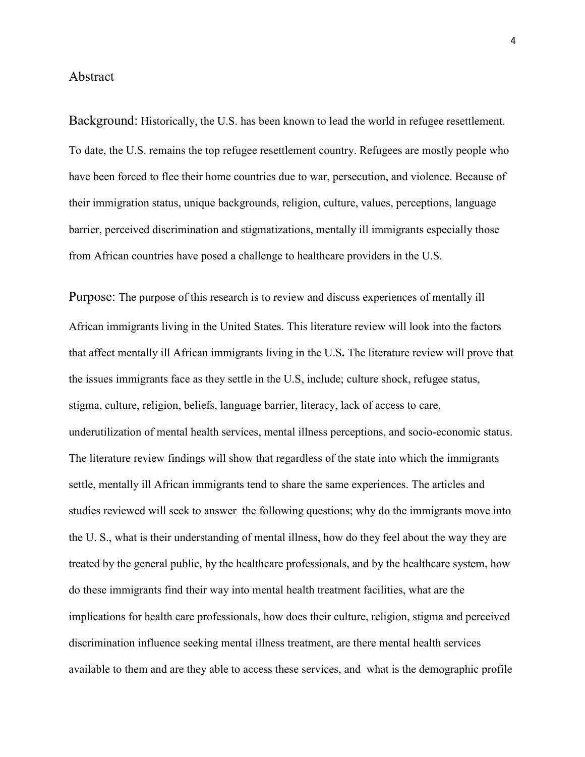## Abstract

**Background:** Historically, the U.S. has been known to lead the world in refugee resettlement. To date, the U.S. remains the top refugee resettlement country. Refugees are mostly people who have been forced to flee their home countries due to war, persecution, and violence. Because of their immigration status, unique backgrounds, religion, culture, values, perceptions, language barrier, perceived discrimination and stigmatizations, mentally ill immigrants especially those from African countries have posed a challenge to healthcare providers in the U.S.

**Purpose:** The purpose of this research is to review and discuss experiences of mentally ill African immigrants living in the United States. This literature review will look into the factors that affect mentally ill African immigrants living in the U.S**.** The literature review will prove that the issues immigrants face as they settle in the U.S, include; culture shock, refugee status, stigma, culture, religion, beliefs, language barrier, literacy, lack of access to care, underutilization of mental health services, mental illness perceptions, and socio-economic status. The literature review findings will show that regardless of the state into which the immigrants settle, mentally ill African immigrants tend to share the same experiences. The articles and studies reviewed will seek to answer the following questions; why do the immigrants move into the U. S., what is their understanding of mental illness, how do they feel about the way they are treated by the general public, by the healthcare professionals, and by the healthcare system, how do these immigrants find their way into mental health treatment facilities, what are the implications for health care professionals, how does their culture, religion, stigma and perceived discrimination influence seeking mental illness treatment, are there mental health services available to them and are they able to access these services, and what is the demographic profile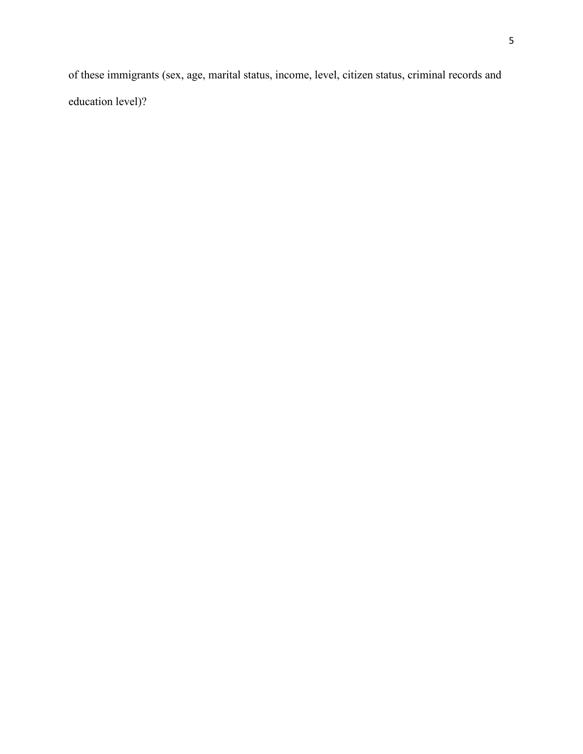of these immigrants (sex, age, marital status, income, level, citizen status, criminal records and education level)?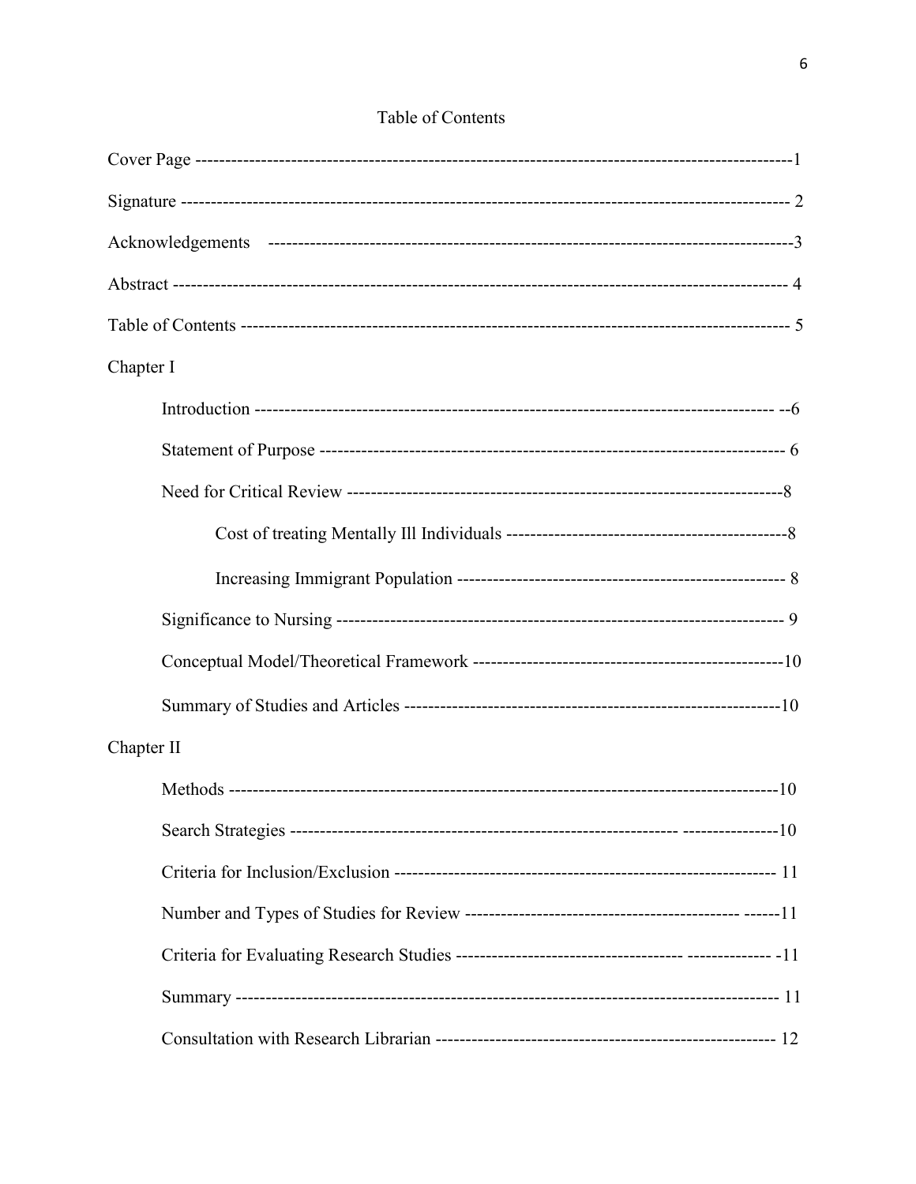# Table of Contents

Cover Page ----------------------------------------------------------------------------------------------1

Signature ----------------------------------------------------------------------------------------------- 2

Acknowledgements ----------------------------------------------------------------------------------3

Abstract ------------------------------------------------------------------------------------------------ 4

Table of Contents ------------------------------------------------------------------------------------ 5

Chapter I

- Introduction ------------------------------------------------------------------------------------ --6
- Statement of Purpose --------------------------------------------------------------------------- 6
- Need for Critical Review --------------------------------------------------------------------------8
  - Cost of treating Mentally Ill Individuals -----------------------------------------------8
  - Increasing Immigrant Population ------------------------------------------------------ 8
- Significance to Nursing -------------------------------------------------------------------------- 9
- Conceptual Model/Theoretical Framework ----------------------------------------------------10
- Summary of Studies and Articles ---------------------------------------------------------------10

Chapter II

- Methods ------------------------------------------------------------------------------------------10
- Search Strategies ------------------------------------------------------------- ----------------10
- Criteria for Inclusion/Exclusion ---------------------------------------------------------------- 11
- Number and Types of Studies for Review --------------------------------------------- ------11
- Criteria for Evaluating Research Studies ------------------------------------- -------------- -11
- Summary ------------------------------------------------------------------------------------------ 11
- Consultation with Research Librarian -------------------------------------------------------- 12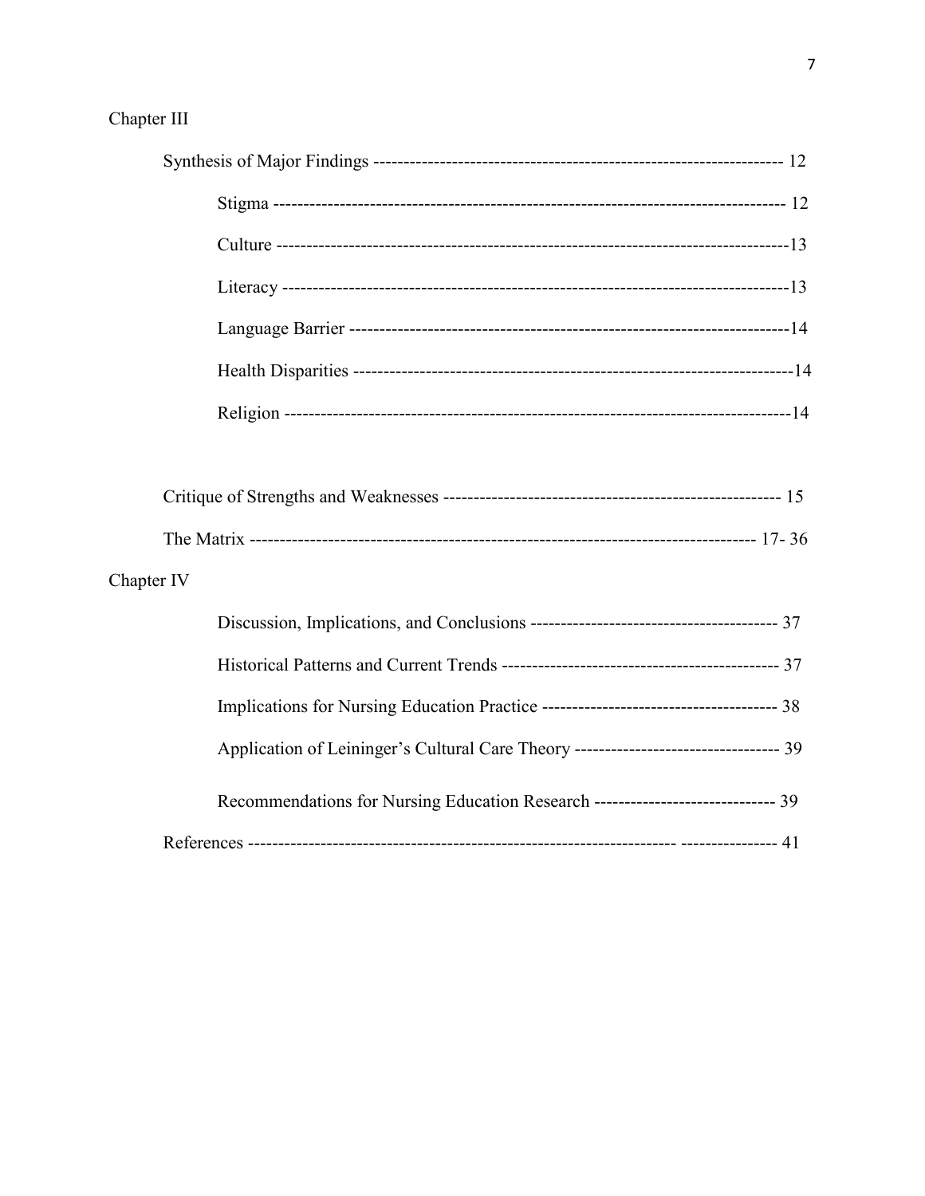Chapter III

Synthesis of Major Findings ------------------------------------------------------------------ 12

Stigma ---------------------------------------------------------------------------------- 12

Culture ---------------------------------------------------------------------------------13

Literacy --------------------------------------------------------------------------------13

Language Barrier -----------------------------------------------------------------------14

Health Disparities ----------------------------------------------------------------------14

Religion --------------------------------------------------------------------------------14

Critique of Strengths and Weaknesses ------------------------------------------------------- 15

The Matrix --------------------------------------------------------------------------------- 17- 36

Chapter IV

Discussion, Implications, and Conclusions ---------------------------------------- 37

Historical Patterns and Current Trends -------------------------------------------- 37

Implications for Nursing Education Practice -------------------------------------- 38

Application of Leininger's Cultural Care Theory -------------------------------- 39

Recommendations for Nursing Education Research ----------------------------- 39

References ------------------------------------------------------------------- --------------- 41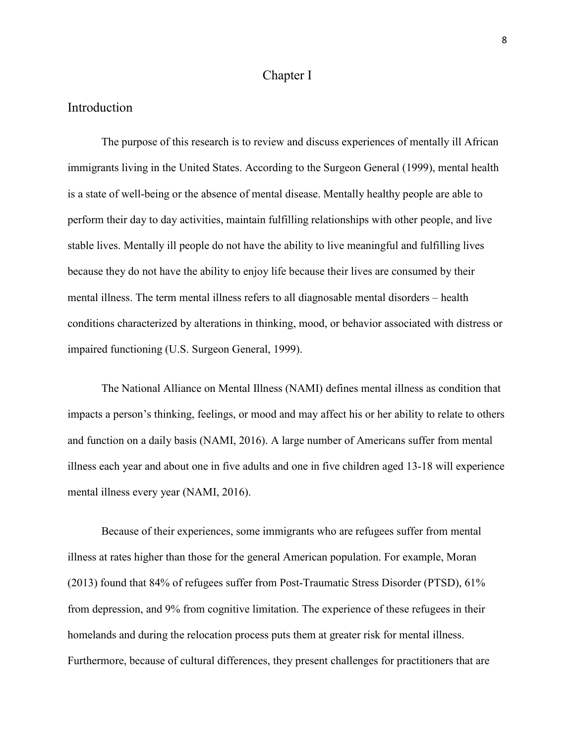# Chapter I

## Introduction

The purpose of this research is to review and discuss experiences of mentally ill African immigrants living in the United States. According to the Surgeon General (1999), mental health is a state of well-being or the absence of mental disease. Mentally healthy people are able to perform their day to day activities, maintain fulfilling relationships with other people, and live stable lives. Mentally ill people do not have the ability to live meaningful and fulfilling lives because they do not have the ability to enjoy life because their lives are consumed by their mental illness. The term mental illness refers to all diagnosable mental disorders – health conditions characterized by alterations in thinking, mood, or behavior associated with distress or impaired functioning (U.S. Surgeon General, 1999).

The National Alliance on Mental Illness (NAMI) defines mental illness as condition that impacts a person's thinking, feelings, or mood and may affect his or her ability to relate to others and function on a daily basis (NAMI, 2016). A large number of Americans suffer from mental illness each year and about one in five adults and one in five children aged 13-18 will experience mental illness every year (NAMI, 2016).

Because of their experiences, some immigrants who are refugees suffer from mental illness at rates higher than those for the general American population. For example, Moran (2013) found that 84% of refugees suffer from Post-Traumatic Stress Disorder (PTSD), 61% from depression, and 9% from cognitive limitation. The experience of these refugees in their homelands and during the relocation process puts them at greater risk for mental illness. Furthermore, because of cultural differences, they present challenges for practitioners that are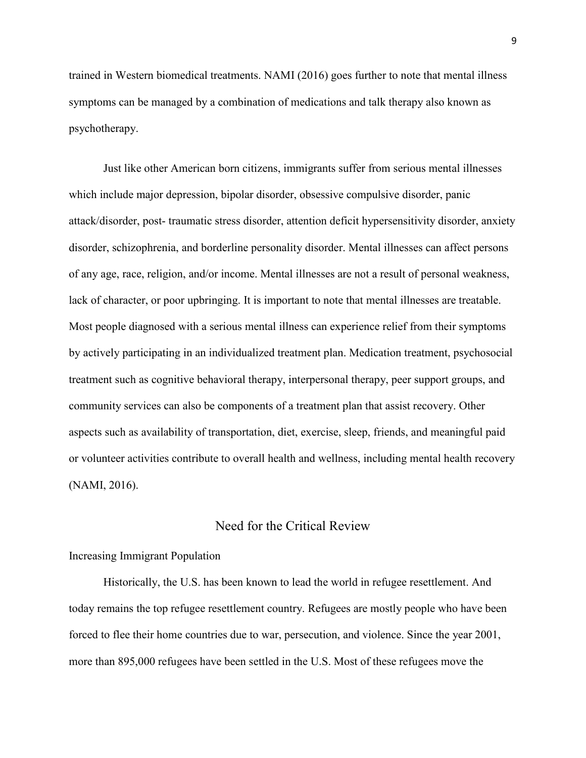trained in Western biomedical treatments. NAMI (2016) goes further to note that mental illness symptoms can be managed by a combination of medications and talk therapy also known as psychotherapy.

Just like other American born citizens, immigrants suffer from serious mental illnesses which include major depression, bipolar disorder, obsessive compulsive disorder, panic attack/disorder, post- traumatic stress disorder, attention deficit hypersensitivity disorder, anxiety disorder, schizophrenia, and borderline personality disorder. Mental illnesses can affect persons of any age, race, religion, and/or income. Mental illnesses are not a result of personal weakness, lack of character, or poor upbringing. It is important to note that mental illnesses are treatable. Most people diagnosed with a serious mental illness can experience relief from their symptoms by actively participating in an individualized treatment plan. Medication treatment, psychosocial treatment such as cognitive behavioral therapy, interpersonal therapy, peer support groups, and community services can also be components of a treatment plan that assist recovery. Other aspects such as availability of transportation, diet, exercise, sleep, friends, and meaningful paid or volunteer activities contribute to overall health and wellness, including mental health recovery (NAMI, 2016).

## Need for the Critical Review

### Increasing Immigrant Population

Historically, the U.S. has been known to lead the world in refugee resettlement. And today remains the top refugee resettlement country. Refugees are mostly people who have been forced to flee their home countries due to war, persecution, and violence. Since the year 2001, more than 895,000 refugees have been settled in the U.S. Most of these refugees move the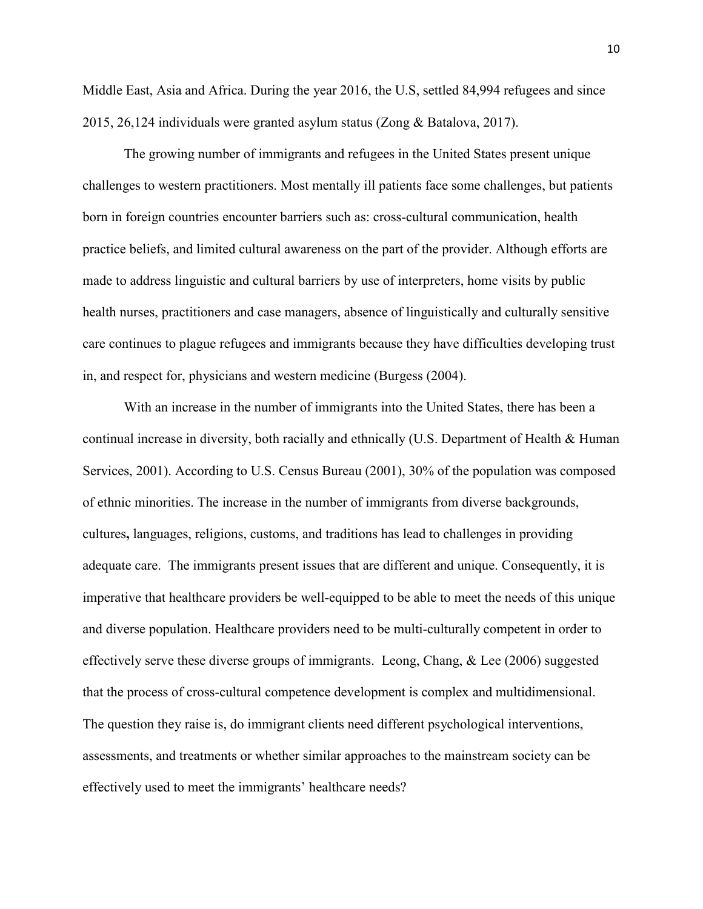Middle East, Asia and Africa. During the year 2016, the U.S, settled 84,994 refugees and since 2015, 26,124 individuals were granted asylum status (Zong & Batalova, 2017).

The growing number of immigrants and refugees in the United States present unique challenges to western practitioners. Most mentally ill patients face some challenges, but patients born in foreign countries encounter barriers such as: cross-cultural communication, health practice beliefs, and limited cultural awareness on the part of the provider. Although efforts are made to address linguistic and cultural barriers by use of interpreters, home visits by public health nurses, practitioners and case managers, absence of linguistically and culturally sensitive care continues to plague refugees and immigrants because they have difficulties developing trust in, and respect for, physicians and western medicine (Burgess (2004).

With an increase in the number of immigrants into the United States, there has been a continual increase in diversity, both racially and ethnically (U.S. Department of Health & Human Services, 2001). According to U.S. Census Bureau (2001), 30% of the population was composed of ethnic minorities. The increase in the number of immigrants from diverse backgrounds, cultures**,** languages, religions, customs, and traditions has lead to challenges in providing adequate care. The immigrants present issues that are different and unique. Consequently, it is imperative that healthcare providers be well-equipped to be able to meet the needs of this unique and diverse population. Healthcare providers need to be multi-culturally competent in order to effectively serve these diverse groups of immigrants. Leong, Chang, & Lee (2006) suggested that the process of cross-cultural competence development is complex and multidimensional. The question they raise is, do immigrant clients need different psychological interventions, assessments, and treatments or whether similar approaches to the mainstream society can be effectively used to meet the immigrants' healthcare needs?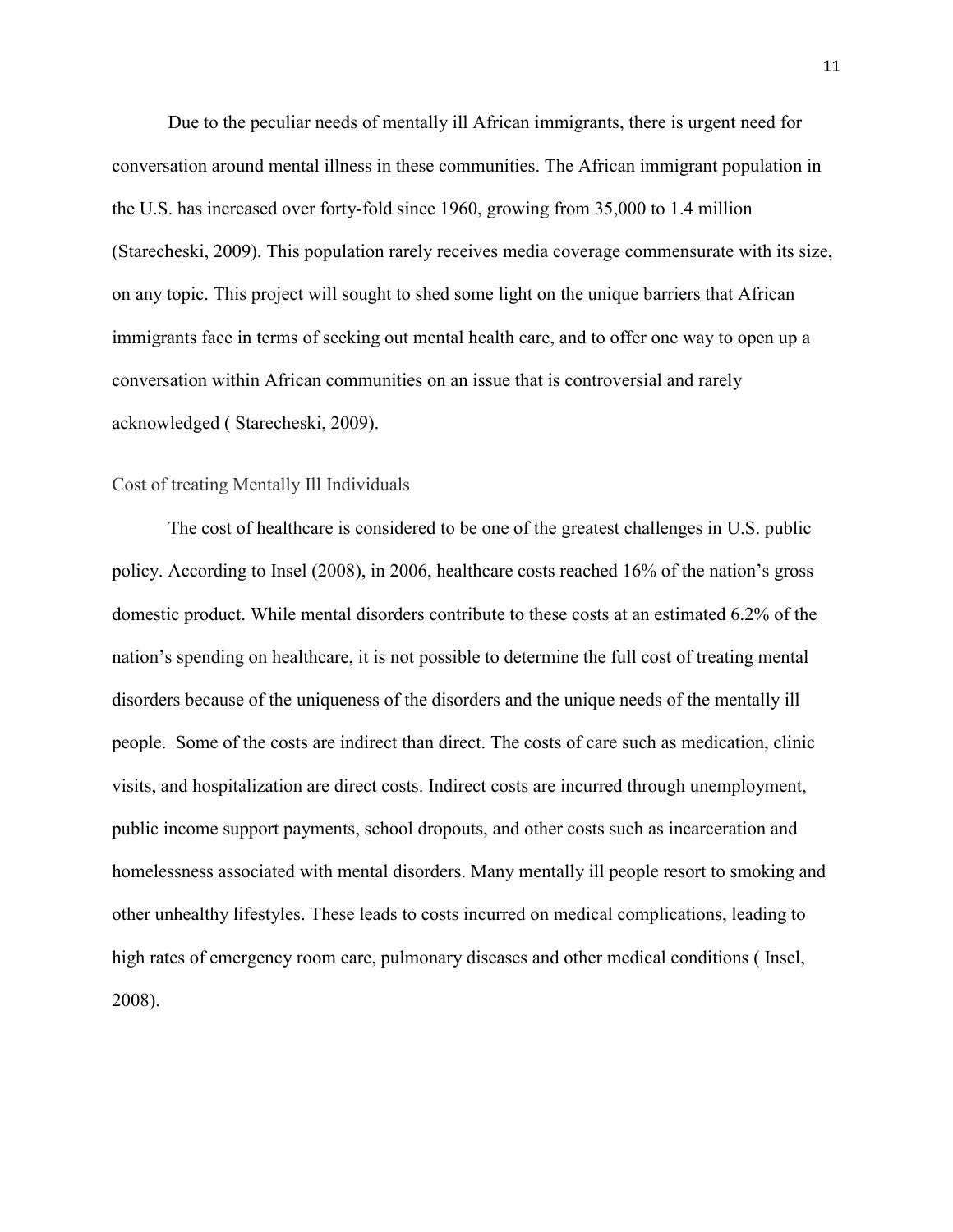Due to the peculiar needs of mentally ill African immigrants, there is urgent need for conversation around mental illness in these communities. The African immigrant population in the U.S. has increased over forty-fold since 1960, growing from 35,000 to 1.4 million (Starecheski, 2009). This population rarely receives media coverage commensurate with its size, on any topic. This project will sought to shed some light on the unique barriers that African immigrants face in terms of seeking out mental health care, and to offer one way to open up a conversation within African communities on an issue that is controversial and rarely acknowledged ( Starecheski, 2009).

## Cost of treating Mentally Ill Individuals

The cost of healthcare is considered to be one of the greatest challenges in U.S. public policy. According to Insel (2008), in 2006, healthcare costs reached 16% of the nation's gross domestic product. While mental disorders contribute to these costs at an estimated 6.2% of the nation's spending on healthcare, it is not possible to determine the full cost of treating mental disorders because of the uniqueness of the disorders and the unique needs of the mentally ill people. Some of the costs are indirect than direct. The costs of care such as medication, clinic visits, and hospitalization are direct costs. Indirect costs are incurred through unemployment, public income support payments, school dropouts, and other costs such as incarceration and homelessness associated with mental disorders. Many mentally ill people resort to smoking and other unhealthy lifestyles. These leads to costs incurred on medical complications, leading to high rates of emergency room care, pulmonary diseases and other medical conditions ( Insel, 2008).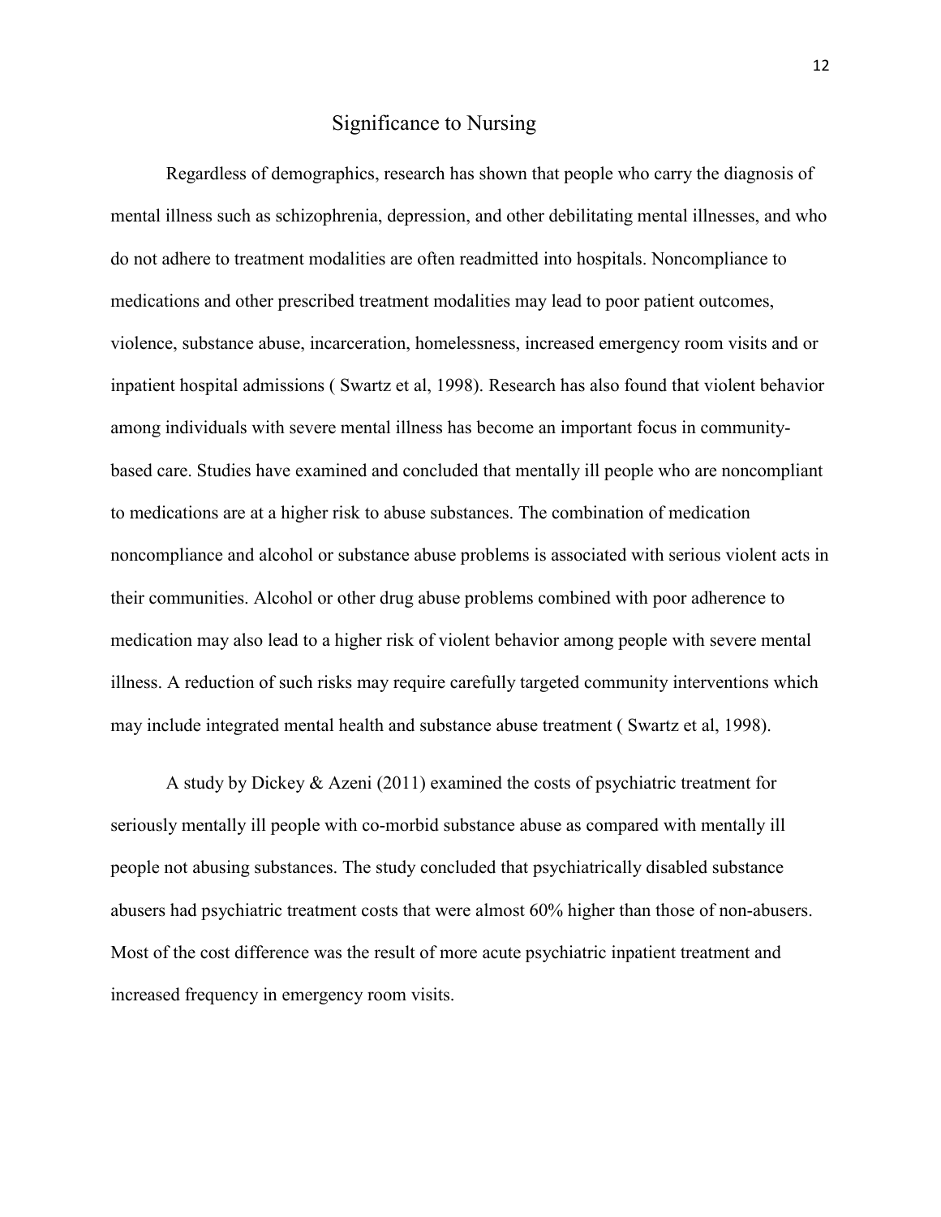## Significance to Nursing

Regardless of demographics, research has shown that people who carry the diagnosis of mental illness such as schizophrenia, depression, and other debilitating mental illnesses, and who do not adhere to treatment modalities are often readmitted into hospitals. Noncompliance to medications and other prescribed treatment modalities may lead to poor patient outcomes, violence, substance abuse, incarceration, homelessness, increased emergency room visits and or inpatient hospital admissions ( Swartz et al, 1998). Research has also found that violent behavior among individuals with severe mental illness has become an important focus in community-based care. Studies have examined and concluded that mentally ill people who are noncompliant to medications are at a higher risk to abuse substances. The combination of medication noncompliance and alcohol or substance abuse problems is associated with serious violent acts in their communities. Alcohol or other drug abuse problems combined with poor adherence to medication may also lead to a higher risk of violent behavior among people with severe mental illness. A reduction of such risks may require carefully targeted community interventions which may include integrated mental health and substance abuse treatment ( Swartz et al, 1998).

A study by Dickey & Azeni (2011) examined the costs of psychiatric treatment for seriously mentally ill people with co-morbid substance abuse as compared with mentally ill people not abusing substances. The study concluded that psychiatrically disabled substance abusers had psychiatric treatment costs that were almost 60% higher than those of non-abusers. Most of the cost difference was the result of more acute psychiatric inpatient treatment and increased frequency in emergency room visits.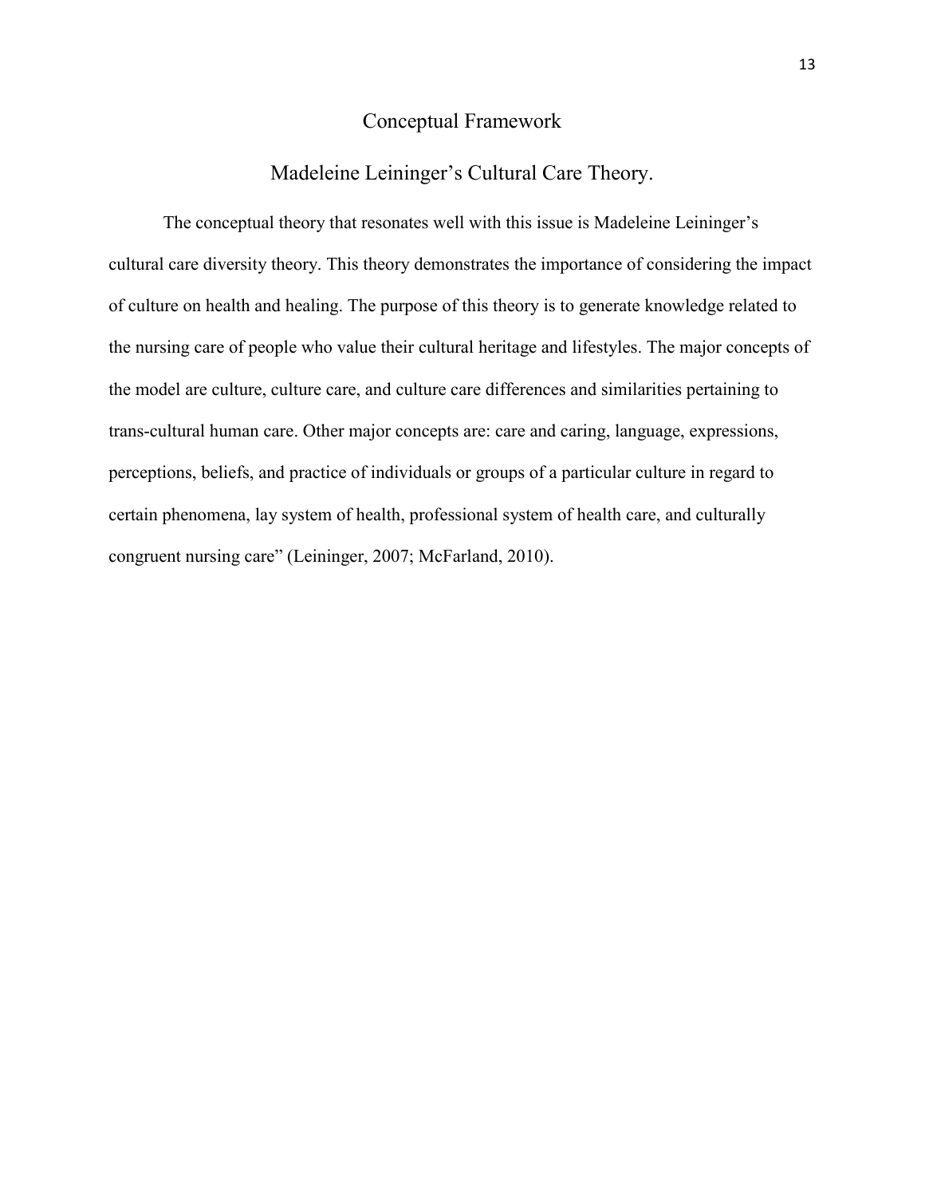# Conceptual Framework

## Madeleine Leininger's Cultural Care Theory.

The conceptual theory that resonates well with this issue is Madeleine Leininger's cultural care diversity theory. This theory demonstrates the importance of considering the impact of culture on health and healing. The purpose of this theory is to generate knowledge related to the nursing care of people who value their cultural heritage and lifestyles. The major concepts of the model are culture, culture care, and culture care differences and similarities pertaining to trans-cultural human care. Other major concepts are: care and caring, language, expressions, perceptions, beliefs, and practice of individuals or groups of a particular culture in regard to certain phenomena, lay system of health, professional system of health care, and culturally congruent nursing care" (Leininger, 2007; McFarland, 2010).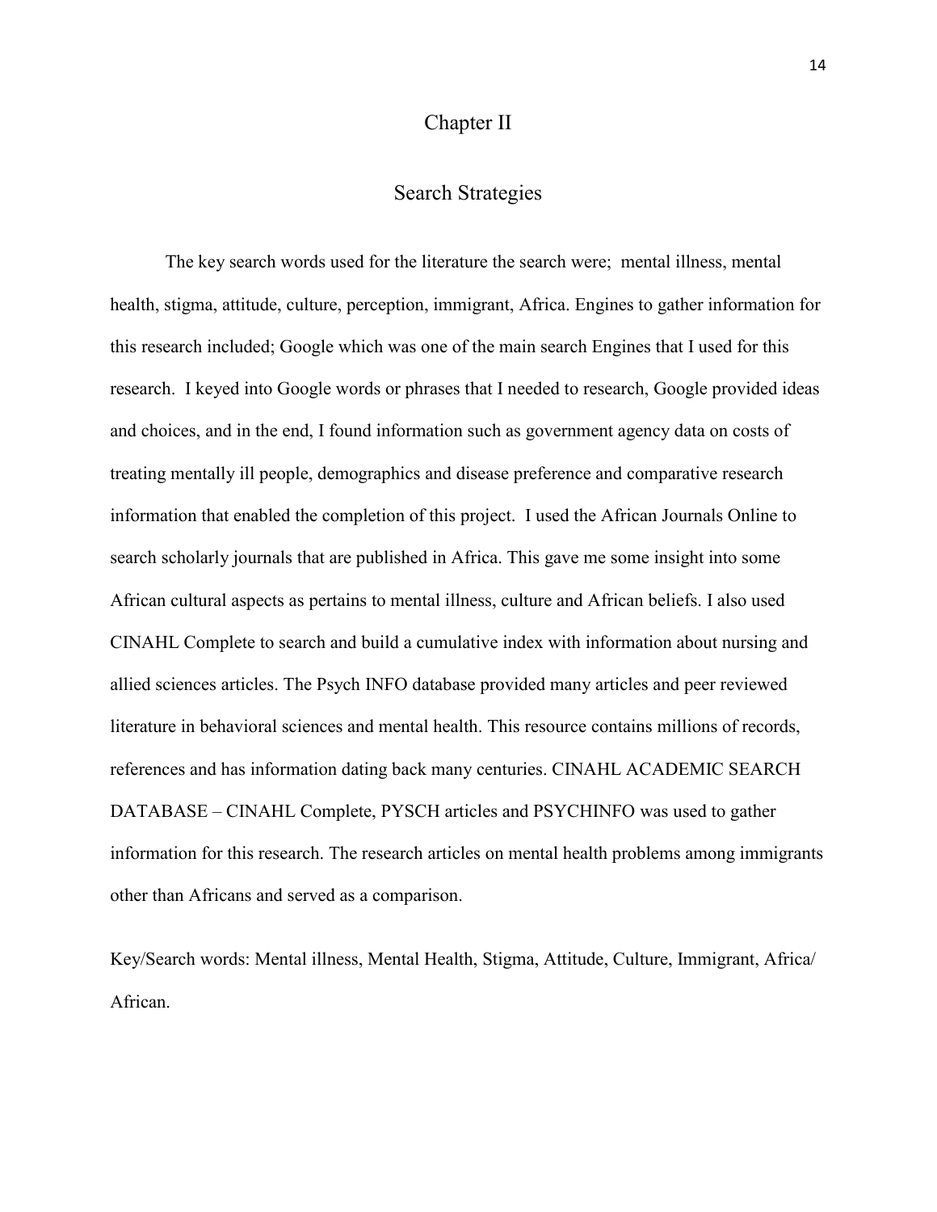# Chapter II

## Search Strategies

The key search words used for the literature the search were;  mental illness, mental health, stigma, attitude, culture, perception, immigrant, Africa. Engines to gather information for this research included; Google which was one of the main search Engines that I used for this research.  I keyed into Google words or phrases that I needed to research, Google provided ideas and choices, and in the end, I found information such as government agency data on costs of treating mentally ill people, demographics and disease preference and comparative research information that enabled the completion of this project.  I used the African Journals Online to search scholarly journals that are published in Africa. This gave me some insight into some African cultural aspects as pertains to mental illness, culture and African beliefs. I also used CINAHL Complete to search and build a cumulative index with information about nursing and allied sciences articles. The Psych INFO database provided many articles and peer reviewed literature in behavioral sciences and mental health. This resource contains millions of records, references and has information dating back many centuries. CINAHL ACADEMIC SEARCH DATABASE – CINAHL Complete, PYSCH articles and PSYCHINFO was used to gather information for this research. The research articles on mental health problems among immigrants other than Africans and served as a comparison.

Key/Search words: Mental illness, Mental Health, Stigma, Attitude, Culture, Immigrant, Africa/ African.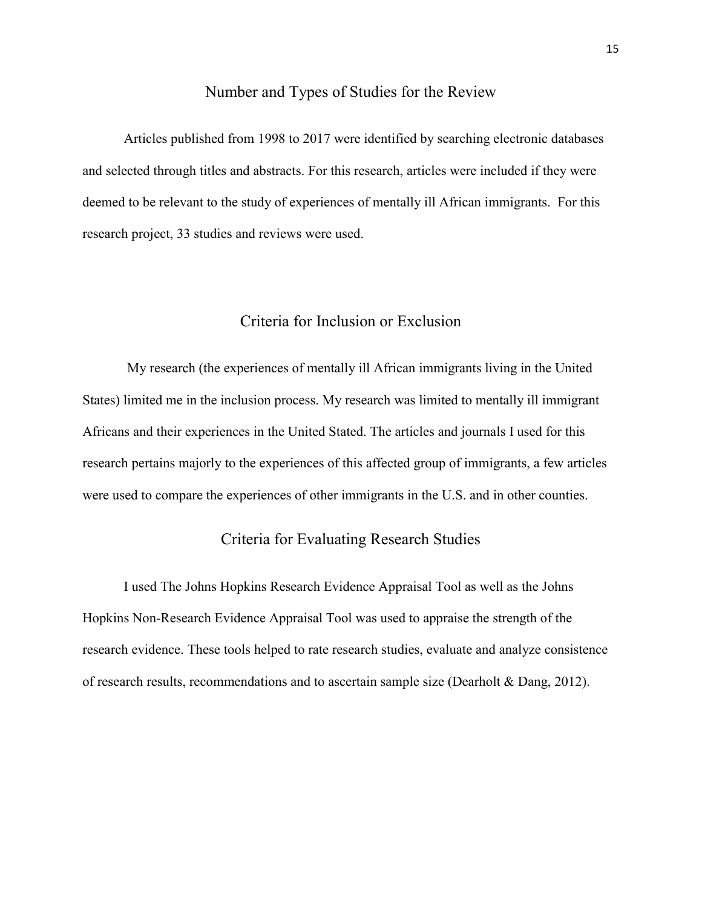## Number and Types of Studies for the Review

Articles published from 1998 to 2017 were identified by searching electronic databases and selected through titles and abstracts. For this research, articles were included if they were deemed to be relevant to the study of experiences of mentally ill African immigrants. For this research project, 33 studies and reviews were used.

## Criteria for Inclusion or Exclusion

My research (the experiences of mentally ill African immigrants living in the United States) limited me in the inclusion process. My research was limited to mentally ill immigrant Africans and their experiences in the United Stated. The articles and journals I used for this research pertains majorly to the experiences of this affected group of immigrants, a few articles were used to compare the experiences of other immigrants in the U.S. and in other counties.

## Criteria for Evaluating Research Studies

I used The Johns Hopkins Research Evidence Appraisal Tool as well as the Johns Hopkins Non-Research Evidence Appraisal Tool was used to appraise the strength of the research evidence. These tools helped to rate research studies, evaluate and analyze consistence of research results, recommendations and to ascertain sample size (Dearholt & Dang, 2012).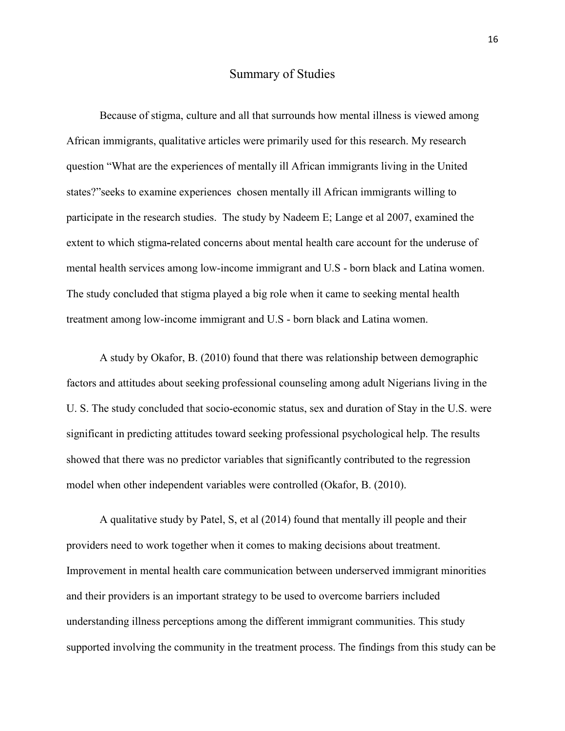## Summary of Studies

Because of stigma, culture and all that surrounds how mental illness is viewed among African immigrants, qualitative articles were primarily used for this research. My research question “What are the experiences of mentally ill African immigrants living in the United states?”seeks to examine experiences chosen mentally ill African immigrants willing to participate in the research studies. The study by Nadeem E; Lange et al 2007, examined the extent to which stigma-related concerns about mental health care account for the underuse of mental health services among low-income immigrant and U.S - born black and Latina women. The study concluded that stigma played a big role when it came to seeking mental health treatment among low-income immigrant and U.S - born black and Latina women.

A study by Okafor, B. (2010) found that there was relationship between demographic factors and attitudes about seeking professional counseling among adult Nigerians living in the U. S. The study concluded that socio-economic status, sex and duration of Stay in the U.S. were significant in predicting attitudes toward seeking professional psychological help. The results showed that there was no predictor variables that significantly contributed to the regression model when other independent variables were controlled (Okafor, B. (2010).

A qualitative study by Patel, S, et al (2014) found that mentally ill people and their providers need to work together when it comes to making decisions about treatment. Improvement in mental health care communication between underserved immigrant minorities and their providers is an important strategy to be used to overcome barriers included understanding illness perceptions among the different immigrant communities. This study supported involving the community in the treatment process. The findings from this study can be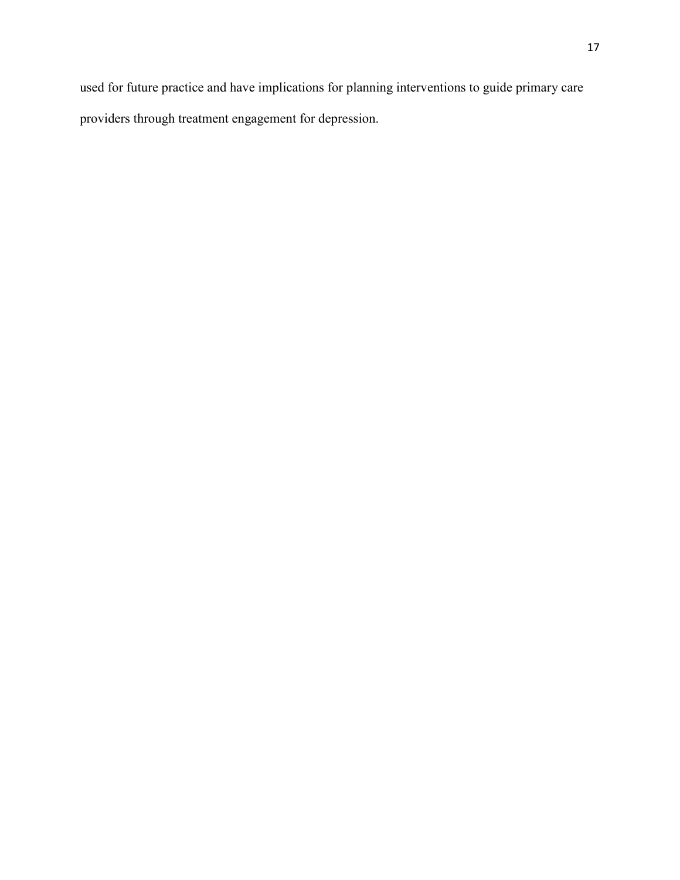used for future practice and have implications for planning interventions to guide primary care providers through treatment engagement for depression.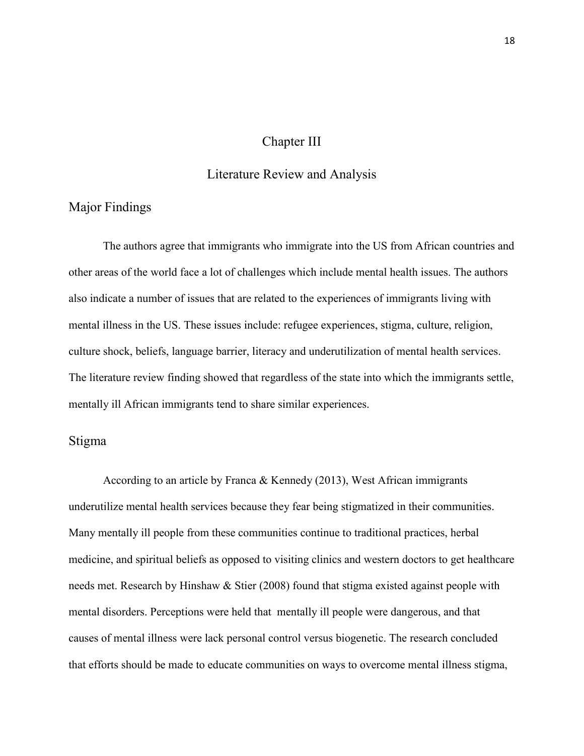# Chapter III

# Literature Review and Analysis

## Major Findings

The authors agree that immigrants who immigrate into the US from African countries and other areas of the world face a lot of challenges which include mental health issues. The authors also indicate a number of issues that are related to the experiences of immigrants living with mental illness in the US. These issues include: refugee experiences, stigma, culture, religion, culture shock, beliefs, language barrier, literacy and underutilization of mental health services. The literature review finding showed that regardless of the state into which the immigrants settle, mentally ill African immigrants tend to share similar experiences.

## Stigma

According to an article by Franca & Kennedy (2013), West African immigrants underutilize mental health services because they fear being stigmatized in their communities. Many mentally ill people from these communities continue to traditional practices, herbal medicine, and spiritual beliefs as opposed to visiting clinics and western doctors to get healthcare needs met. Research by Hinshaw & Stier (2008) found that stigma existed against people with mental disorders. Perceptions were held that mentally ill people were dangerous, and that causes of mental illness were lack personal control versus biogenetic. The research concluded that efforts should be made to educate communities on ways to overcome mental illness stigma,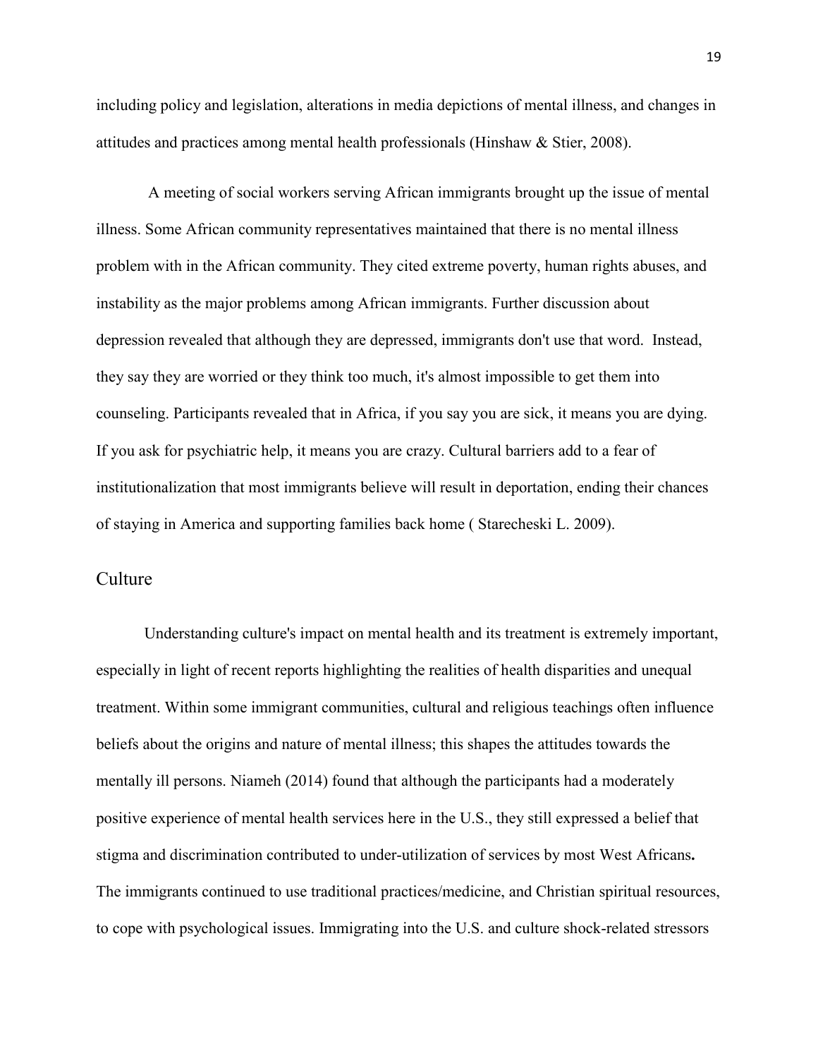including policy and legislation, alterations in media depictions of mental illness, and changes in attitudes and practices among mental health professionals (Hinshaw & Stier, 2008).

A meeting of social workers serving African immigrants brought up the issue of mental illness. Some African community representatives maintained that there is no mental illness problem with in the African community. They cited extreme poverty, human rights abuses, and instability as the major problems among African immigrants. Further discussion about depression revealed that although they are depressed, immigrants don't use that word. Instead, they say they are worried or they think too much, it's almost impossible to get them into counseling. Participants revealed that in Africa, if you say you are sick, it means you are dying. If you ask for psychiatric help, it means you are crazy. Cultural barriers add to a fear of institutionalization that most immigrants believe will result in deportation, ending their chances of staying in America and supporting families back home ( Starecheski L. 2009).

## Culture

Understanding culture's impact on mental health and its treatment is extremely important, especially in light of recent reports highlighting the realities of health disparities and unequal treatment. Within some immigrant communities, cultural and religious teachings often influence beliefs about the origins and nature of mental illness; this shapes the attitudes towards the mentally ill persons. Niameh (2014) found that although the participants had a moderately positive experience of mental health services here in the U.S., they still expressed a belief that stigma and discrimination contributed to under-utilization of services by most West Africans**.** The immigrants continued to use traditional practices/medicine, and Christian spiritual resources, to cope with psychological issues. Immigrating into the U.S. and culture shock-related stressors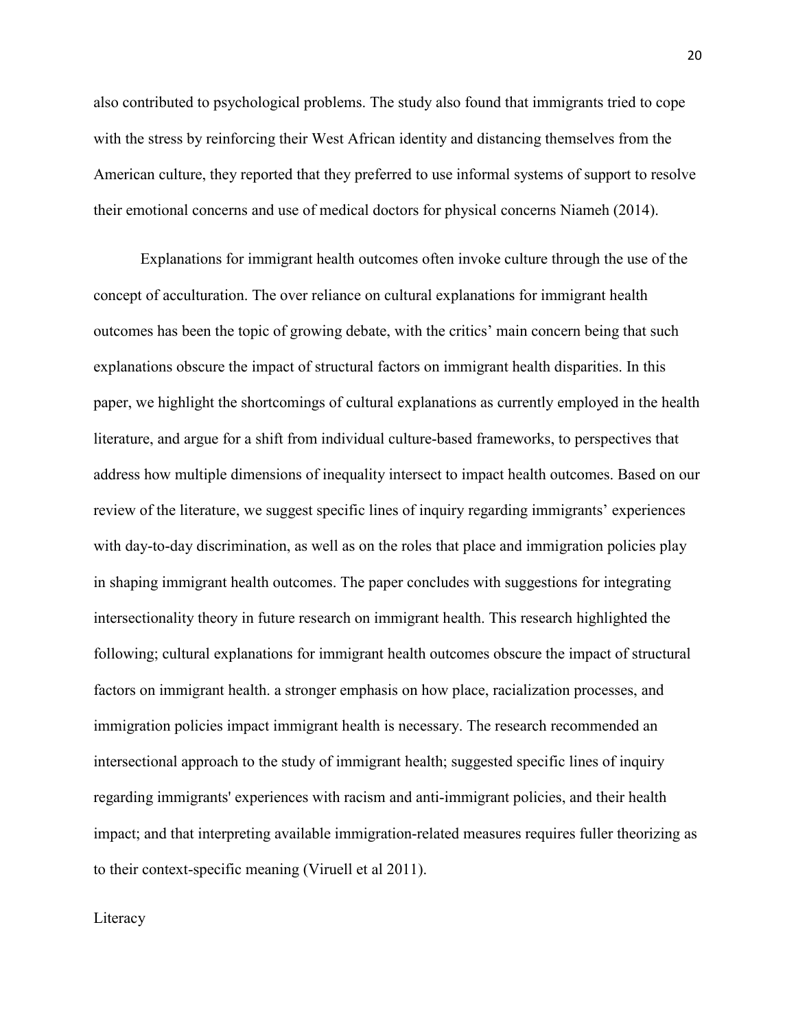also contributed to psychological problems. The study also found that immigrants tried to cope with the stress by reinforcing their West African identity and distancing themselves from the American culture, they reported that they preferred to use informal systems of support to resolve their emotional concerns and use of medical doctors for physical concerns Niameh (2014).

Explanations for immigrant health outcomes often invoke culture through the use of the concept of acculturation. The over reliance on cultural explanations for immigrant health outcomes has been the topic of growing debate, with the critics' main concern being that such explanations obscure the impact of structural factors on immigrant health disparities. In this paper, we highlight the shortcomings of cultural explanations as currently employed in the health literature, and argue for a shift from individual culture-based frameworks, to perspectives that address how multiple dimensions of inequality intersect to impact health outcomes. Based on our review of the literature, we suggest specific lines of inquiry regarding immigrants' experiences with day-to-day discrimination, as well as on the roles that place and immigration policies play in shaping immigrant health outcomes. The paper concludes with suggestions for integrating intersectionality theory in future research on immigrant health. This research highlighted the following; cultural explanations for immigrant health outcomes obscure the impact of structural factors on immigrant health. a stronger emphasis on how place, racialization processes, and immigration policies impact immigrant health is necessary. The research recommended an intersectional approach to the study of immigrant health; suggested specific lines of inquiry regarding immigrants' experiences with racism and anti-immigrant policies, and their health impact; and that interpreting available immigration-related measures requires fuller theorizing as to their context-specific meaning (Viruell et al 2011).

Literacy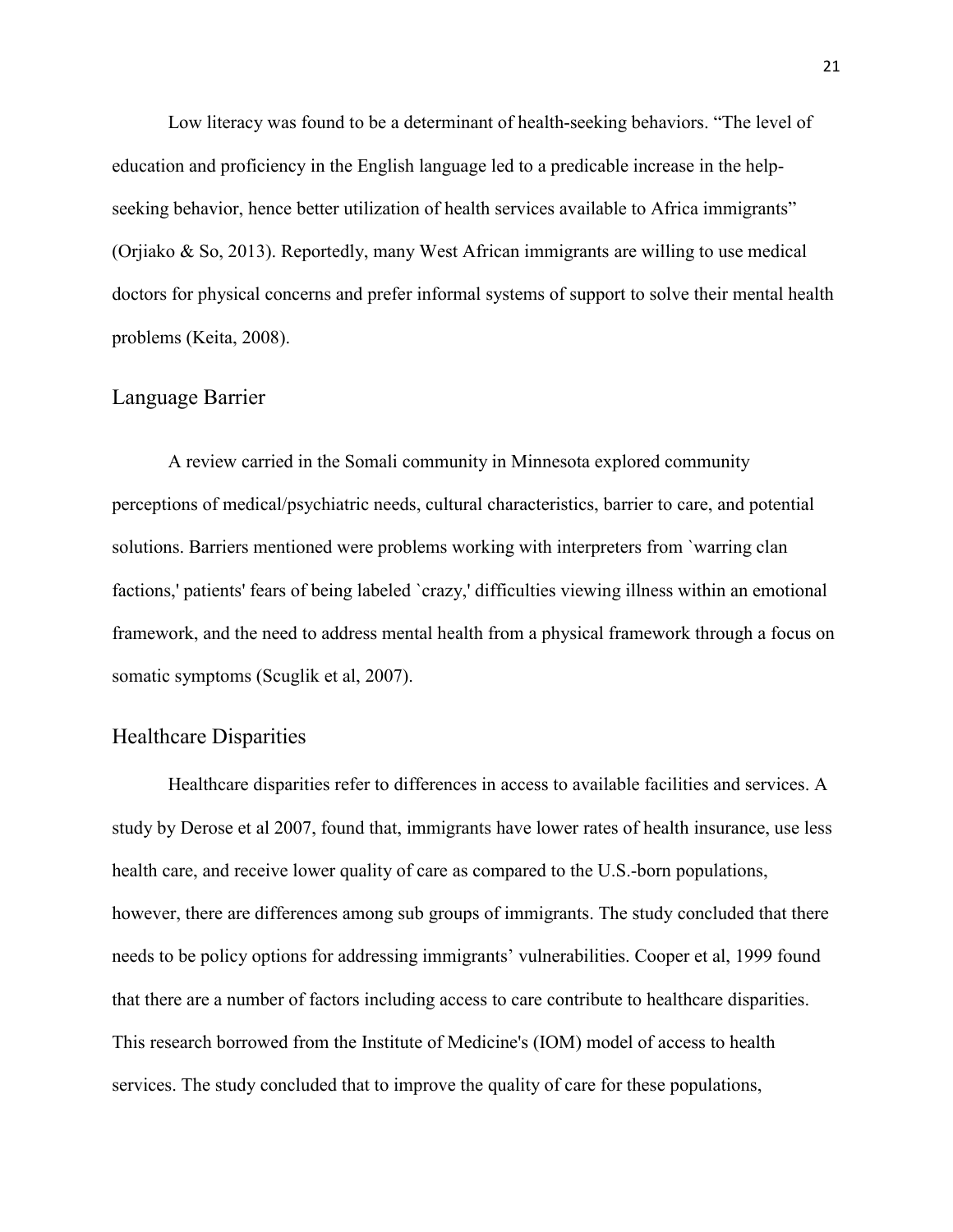Low literacy was found to be a determinant of health-seeking behaviors. “The level of education and proficiency in the English language led to a predicable increase in the help-seeking behavior, hence better utilization of health services available to Africa immigrants” (Orjiako & So, 2013). Reportedly, many West African immigrants are willing to use medical doctors for physical concerns and prefer informal systems of support to solve their mental health problems (Keita, 2008).

## Language Barrier

A review carried in the Somali community in Minnesota explored community perceptions of medical/psychiatric needs, cultural characteristics, barrier to care, and potential solutions. Barriers mentioned were problems working with interpreters from `warring clan factions,' patients' fears of being labeled `crazy,' difficulties viewing illness within an emotional framework, and the need to address mental health from a physical framework through a focus on somatic symptoms (Scuglik et al, 2007).

## Healthcare Disparities

Healthcare disparities refer to differences in access to available facilities and services. A study by Derose et al 2007, found that, immigrants have lower rates of health insurance, use less health care, and receive lower quality of care as compared to the U.S.-born populations, however, there are differences among sub groups of immigrants. The study concluded that there needs to be policy options for addressing immigrants’ vulnerabilities. Cooper et al, 1999 found that there are a number of factors including access to care contribute to healthcare disparities. This research borrowed from the Institute of Medicine's (IOM) model of access to health services. The study concluded that to improve the quality of care for these populations,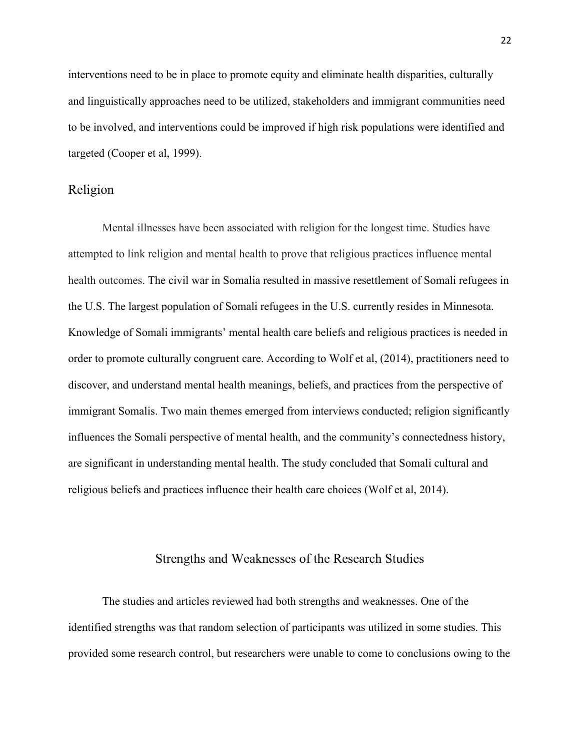interventions need to be in place to promote equity and eliminate health disparities, culturally and linguistically approaches need to be utilized, stakeholders and immigrant communities need to be involved, and interventions could be improved if high risk populations were identified and targeted (Cooper et al, 1999).

## Religion

Mental illnesses have been associated with religion for the longest time. Studies have attempted to link religion and mental health to prove that religious practices influence mental health outcomes. The civil war in Somalia resulted in massive resettlement of Somali refugees in the U.S. The largest population of Somali refugees in the U.S. currently resides in Minnesota. Knowledge of Somali immigrants' mental health care beliefs and religious practices is needed in order to promote culturally congruent care. According to Wolf et al, (2014), practitioners need to discover, and understand mental health meanings, beliefs, and practices from the perspective of immigrant Somalis. Two main themes emerged from interviews conducted; religion significantly influences the Somali perspective of mental health, and the community's connectedness history, are significant in understanding mental health. The study concluded that Somali cultural and religious beliefs and practices influence their health care choices (Wolf et al, 2014).

# Strengths and Weaknesses of the Research Studies

The studies and articles reviewed had both strengths and weaknesses. One of the identified strengths was that random selection of participants was utilized in some studies. This provided some research control, but researchers were unable to come to conclusions owing to the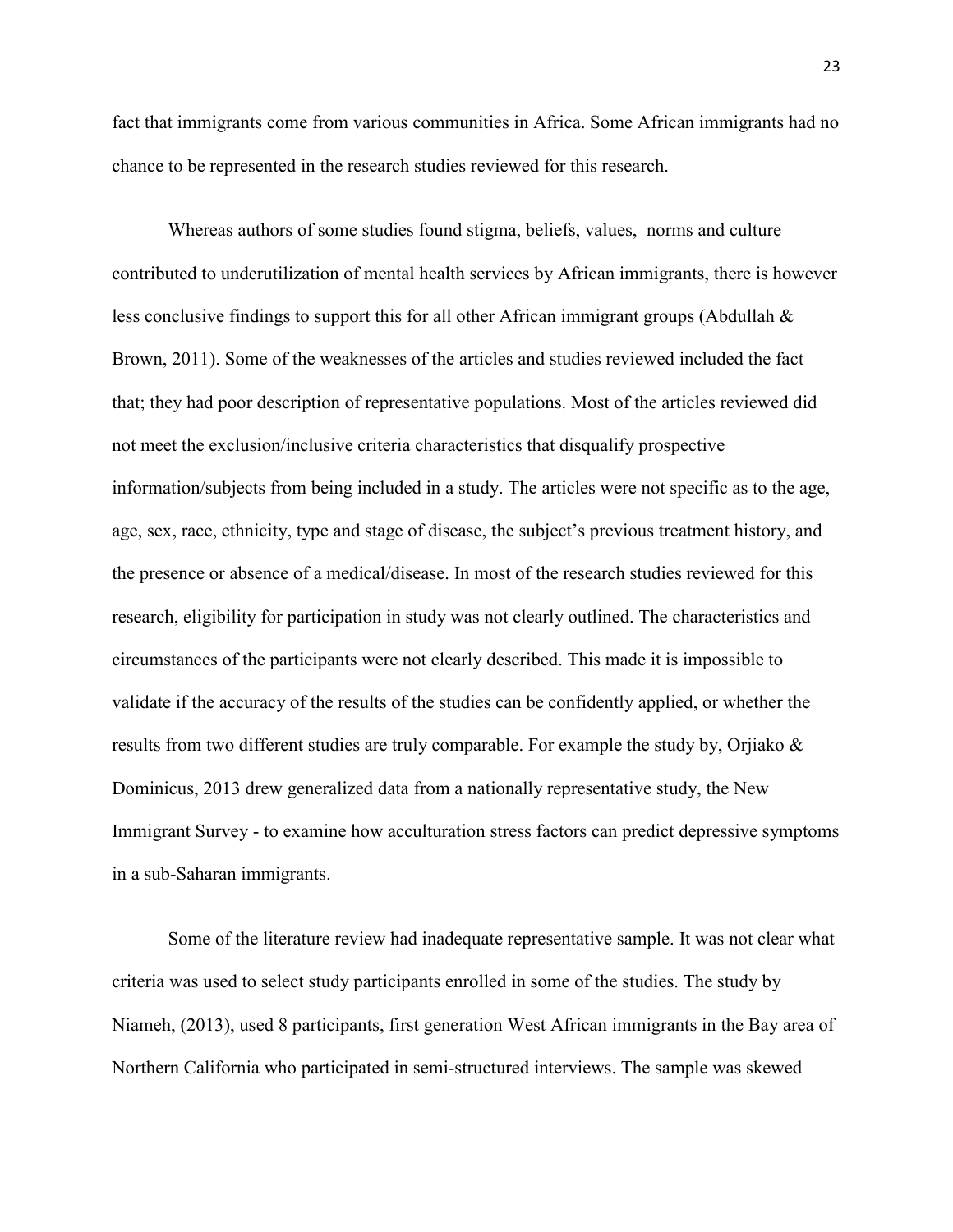fact that immigrants come from various communities in Africa. Some African immigrants had no chance to be represented in the research studies reviewed for this research.

Whereas authors of some studies found stigma, beliefs, values, norms and culture contributed to underutilization of mental health services by African immigrants, there is however less conclusive findings to support this for all other African immigrant groups (Abdullah & Brown, 2011). Some of the weaknesses of the articles and studies reviewed included the fact that; they had poor description of representative populations. Most of the articles reviewed did not meet the exclusion/inclusive criteria characteristics that disqualify prospective information/subjects from being included in a study. The articles were not specific as to the age, age, sex, race, ethnicity, type and stage of disease, the subject's previous treatment history, and the presence or absence of a medical/disease. In most of the research studies reviewed for this research, eligibility for participation in study was not clearly outlined. The characteristics and circumstances of the participants were not clearly described. This made it is impossible to validate if the accuracy of the results of the studies can be confidently applied, or whether the results from two different studies are truly comparable. For example the study by, Orjiako & Dominicus, 2013 drew generalized data from a nationally representative study, the New Immigrant Survey - to examine how acculturation stress factors can predict depressive symptoms in a sub-Saharan immigrants.

Some of the literature review had inadequate representative sample. It was not clear what criteria was used to select study participants enrolled in some of the studies. The study by Niameh, (2013), used 8 participants, first generation West African immigrants in the Bay area of Northern California who participated in semi-structured interviews. The sample was skewed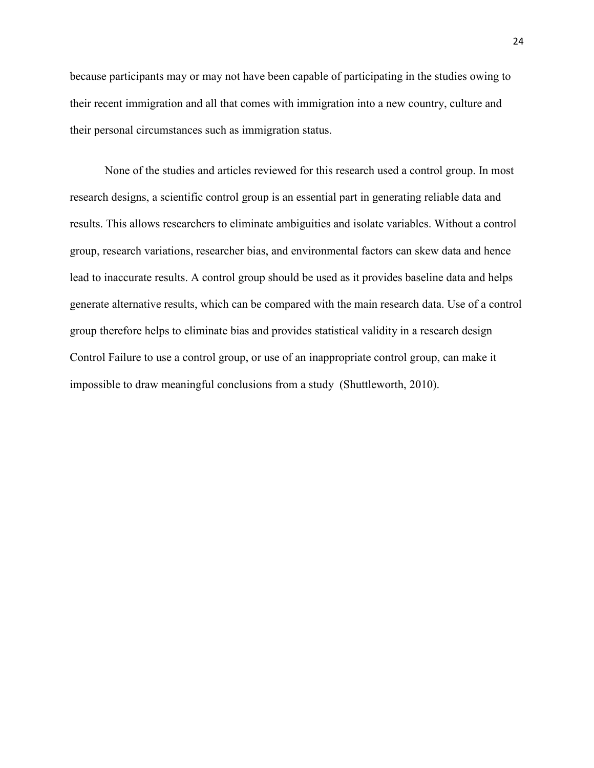because participants may or may not have been capable of participating in the studies owing to their recent immigration and all that comes with immigration into a new country, culture and their personal circumstances such as immigration status.

None of the studies and articles reviewed for this research used a control group. In most research designs, a scientific control group is an essential part in generating reliable data and results. This allows researchers to eliminate ambiguities and isolate variables. Without a control group, research variations, researcher bias, and environmental factors can skew data and hence lead to inaccurate results. A control group should be used as it provides baseline data and helps generate alternative results, which can be compared with the main research data. Use of a control group therefore helps to eliminate bias and provides statistical validity in a research design Control Failure to use a control group, or use of an inappropriate control group, can make it impossible to draw meaningful conclusions from a study (Shuttleworth, 2010).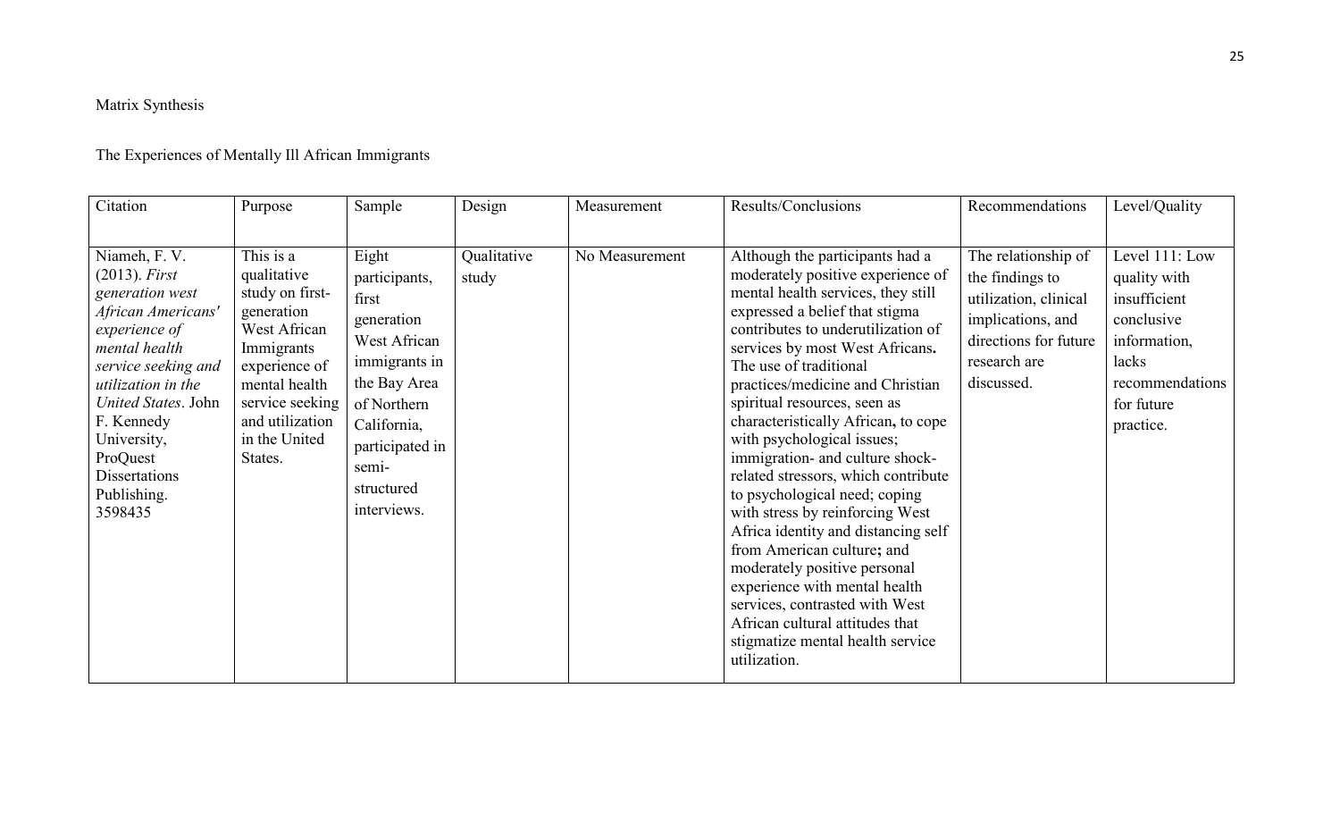Matrix Synthesis

The Experiences of Mentally Ill African Immigrants

| Citation | Purpose | Sample | Design | Measurement | Results/Conclusions | Recommendations | Level/Quality |
|---|---|---|---|---|---|---|---|
| Niameh, F. V. (2013). *First generation west African Americans' experience of mental health service seeking and utilization in the United States*. John F. Kennedy University, ProQuest Dissertations Publishing. 3598435 | This is a qualitative study on first-generation West African Immigrants experience of mental health service seeking and utilization in the United States. | Eight participants, first generation West African immigrants in the Bay Area of Northern California, participated in semi-structured interviews. | Qualitative study | No Measurement | Although the participants had a moderately positive experience of mental health services, they still expressed a belief that stigma contributes to underutilization of services by most West Africans**.** The use of traditional practices/medicine and Christian spiritual resources, seen as characteristically African**,** to cope with psychological issues; immigration- and culture shock-related stressors, which contribute to psychological need; coping with stress by reinforcing West Africa identity and distancing self from American culture**;** and moderately positive personal experience with mental health services, contrasted with West African cultural attitudes that stigmatize mental health service utilization. | The relationship of the findings to utilization, clinical implications, and directions for future research are discussed. | Level 111: Low quality with insufficient conclusive information, lacks recommendations for future practice. |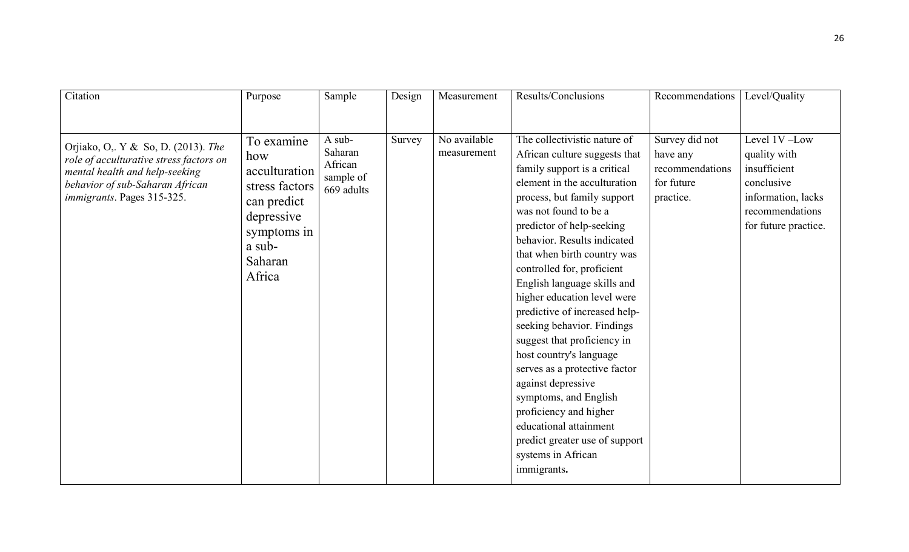| Citation | Purpose | Sample | Design | Measurement | Results/Conclusions | Recommendations | Level/Quality |
|---|---|---|---|---|---|---|---|
| Orjiako, O,. Y & So, D. (2013). *The role of acculturative stress factors on mental health and help-seeking behavior of sub-Saharan African immigrants*. Pages 315-325. | To examine how acculturation stress factors can predict depressive symptoms in a sub-Saharan Africa | A sub-Saharan African sample of 669 adults | Survey | No available measurement | The collectivistic nature of African culture suggests that family support is a critical element in the acculturation process, but family support was not found to be a predictor of help-seeking behavior. Results indicated that when birth country was controlled for, proficient English language skills and higher education level were predictive of increased help-seeking behavior. Findings suggest that proficiency in host country's language serves as a protective factor against depressive symptoms, and English proficiency and higher educational attainment predict greater use of support systems in African immigrants**.** | Survey did not have any recommendations for future practice. | Level 1V –Low quality with insufficient conclusive information, lacks recommendations for future practice. |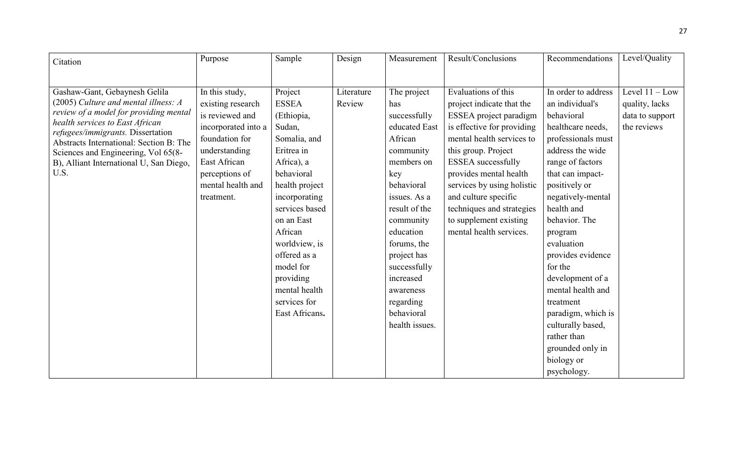| Citation | Purpose | Sample | Design | Measurement | Result/Conclusions | Recommendations | Level/Quality |
|---|---|---|---|---|---|---|---|
| Gashaw-Gant, Gebaynesh Gelila (2005) *Culture and mental illness: A review of a model for providing mental health services to East African refugees/immigrants.* Dissertation Abstracts International: Section B: The Sciences and Engineering, Vol 65(8-B), Alliant International U, San Diego, U.S. | In this study, existing research is reviewed and incorporated into a foundation for understanding East African perceptions of mental health and treatment. | Project ESSEA (Ethiopia, Sudan, Somalia, and Eritrea in Africa), a behavioral health project incorporating services based on an East African worldview, is offered as a model for providing mental health services for East Africans**.** | Literature Review | The project has successfully educated East African community members on key behavioral issues. As a result of the community education forums, the project has successfully increased awareness regarding behavioral health issues. | Evaluations of this project indicate that the ESSEA project paradigm is effective for providing mental health services to this group. Project ESSEA successfully provides mental health services by using holistic and culture specific techniques and strategies to supplement existing mental health services. | In order to address an individual's behavioral healthcare needs, professionals must address the wide range of factors that can impact-positively or negatively-mental health and behavior. The program evaluation provides evidence for the development of a mental health and treatment paradigm, which is culturally based, rather than grounded only in biology or psychology. | Level 11 – Low quality, lacks data to support the reviews |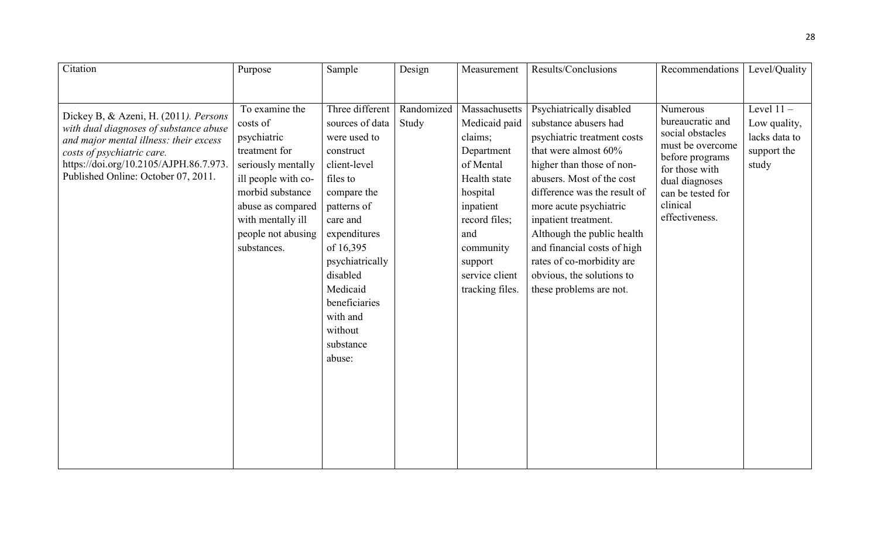| Citation | Purpose | Sample | Design | Measurement | Results/Conclusions | Recommendations | Level/Quality |
|---|---|---|---|---|---|---|---|
| Dickey B, & Azeni, H. (2011*). Persons with dual diagnoses of substance abuse and major mental illness: their excess costs of psychiatric care.* https://doi.org/10.2105/AJPH.86.7.973. Published Online: October 07, 2011. | To examine the costs of psychiatric treatment for seriously mentally ill people with co-morbid substance abuse as compared with mentally ill people not abusing substances. | Three different sources of data were used to construct client-level files to compare the patterns of care and expenditures of 16,395 psychiatrically disabled Medicaid beneficiaries with and without substance abuse: | Randomized Study | Massachusetts Medicaid paid claims; Department of Mental Health state hospital inpatient record files; and community support service client tracking files. | Psychiatrically disabled substance abusers had psychiatric treatment costs that were almost 60% higher than those of non-abusers. Most of the cost difference was the result of more acute psychiatric inpatient treatment. Although the public health and financial costs of high rates of co-morbidity are obvious, the solutions to these problems are not. | Numerous bureaucratic and social obstacles must be overcome before programs for those with dual diagnoses can be tested for clinical effectiveness. | Level 11 – Low quality, lacks data to support the study |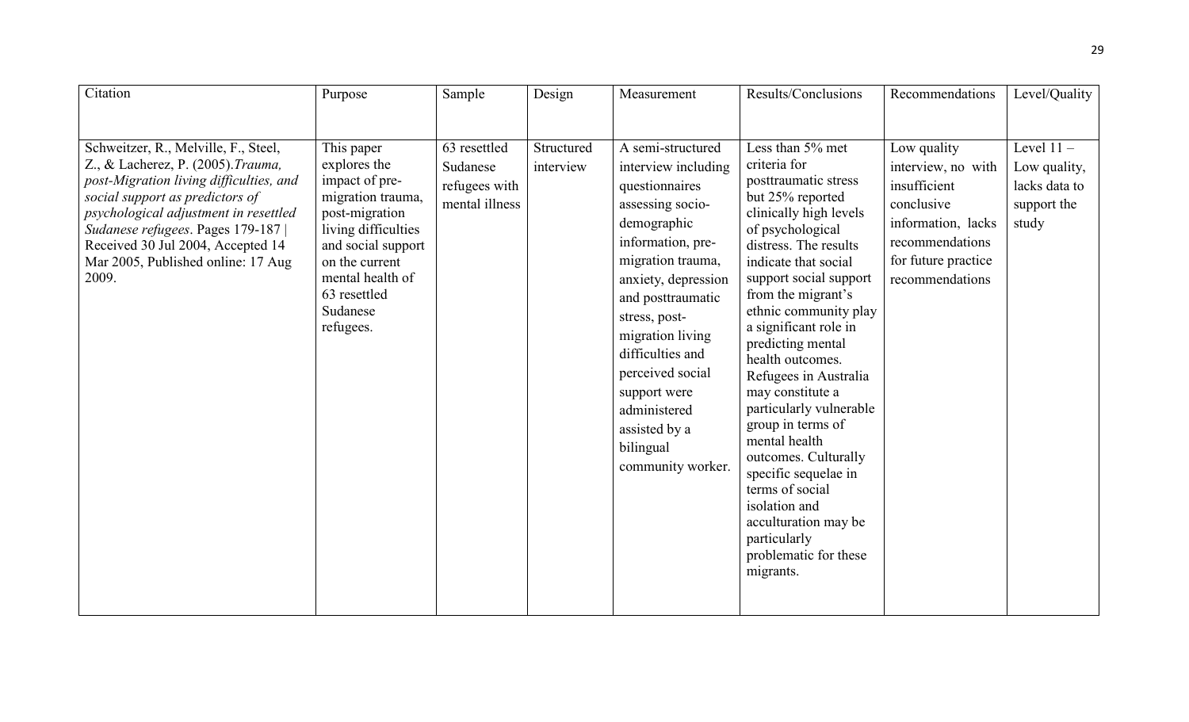| Citation | Purpose | Sample | Design | Measurement | Results/Conclusions | Recommendations | Level/Quality |
|---|---|---|---|---|---|---|---|
| Schweitzer, R., Melville, F., Steel, Z., & Lacherez, P. (2005).*Trauma, post-Migration living difficulties, and social support as predictors of psychological adjustment in resettled Sudanese refugees*. Pages 179-187 \| Received 30 Jul 2004, Accepted 14 Mar 2005, Published online: 17 Aug 2009. | This paper explores the impact of pre-migration trauma, post-migration living difficulties and social support on the current mental health of 63 resettled Sudanese refugees. | 63 resettled Sudanese refugees with mental illness | Structured interview | A semi-structured interview including questionnaires assessing socio-demographic information, pre-migration trauma, anxiety, depression and posttraumatic stress, post-migration living difficulties and perceived social support were administered assisted by a bilingual community worker. | Less than 5% met criteria for posttraumatic stress but 25% reported clinically high levels of psychological distress. The results indicate that social support social support from the migrant's ethnic community play a significant role in predicting mental health outcomes. Refugees in Australia may constitute a particularly vulnerable group in terms of mental health outcomes. Culturally specific sequelae in terms of social isolation and acculturation may be particularly problematic for these migrants. | Low quality interview, no with insufficient conclusive information, lacks recommendations for future practice recommendations | Level 11 – Low quality, lacks data to support the study |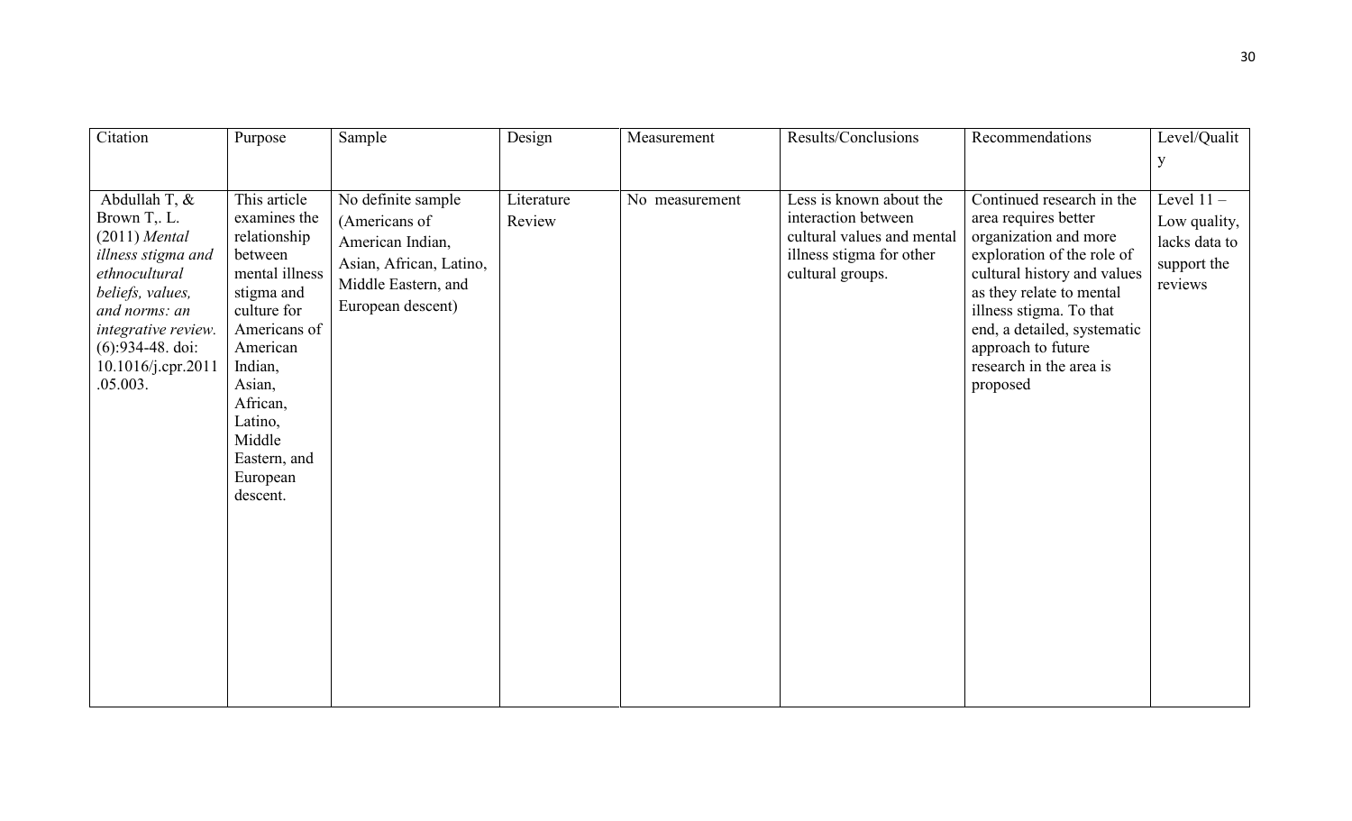| Citation | Purpose | Sample | Design | Measurement | Results/Conclusions | Recommendations | Level/Quality |
|---|---|---|---|---|---|---|---|
| Abdullah T, & Brown T,. L. (2011) *Mental illness stigma and ethnocultural beliefs, values, and norms: an integrative review.* (6):934-48. doi: 10.1016/j.cpr.2011.05.003. | This article examines the relationship between mental illness stigma and culture for Americans of American Indian, Asian, African, Latino, Middle Eastern, and European descent. | No definite sample (Americans of American Indian, Asian, African, Latino, Middle Eastern, and European descent) | Literature Review | No measurement | Less is known about the interaction between cultural values and mental illness stigma for other cultural groups. | Continued research in the area requires better organization and more exploration of the role of cultural history and values as they relate to mental illness stigma. To that end, a detailed, systematic approach to future research in the area is proposed | Level 11 – Low quality, lacks data to support the reviews |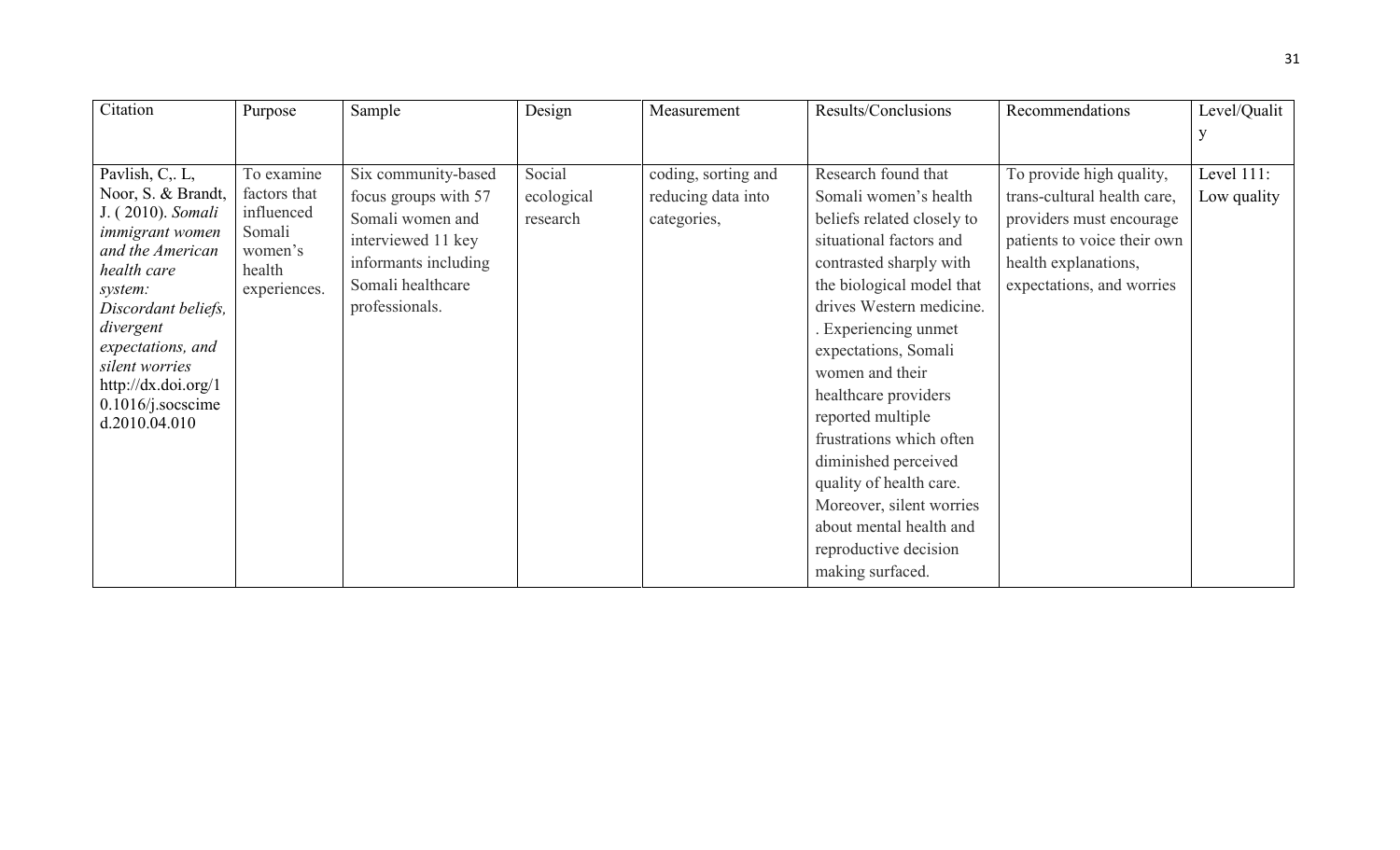| Citation | Purpose | Sample | Design | Measurement | Results/Conclusions | Recommendations | Level/Quality |
|---|---|---|---|---|---|---|---|
| Pavlish, C,. L, Noor, S. & Brandt, J. ( 2010). *Somali immigrant women and the American health care system: Discordant beliefs, divergent expectations, and silent worries* http://dx.doi.org/10.1016/j.socscimed.2010.04.010 | To examine factors that influenced Somali women's health experiences. | Six community-based focus groups with 57 Somali women and interviewed 11 key informants including Somali healthcare professionals. | Social ecological research | coding, sorting and reducing data into categories, | Research found that Somali women's health beliefs related closely to situational factors and contrasted sharply with the biological model that drives Western medicine. . Experiencing unmet expectations, Somali women and their healthcare providers reported multiple frustrations which often diminished perceived quality of health care. Moreover, silent worries about mental health and reproductive decision making surfaced. | To provide high quality, trans-cultural health care, providers must encourage patients to voice their own health explanations, expectations, and worries | Level 111: Low quality |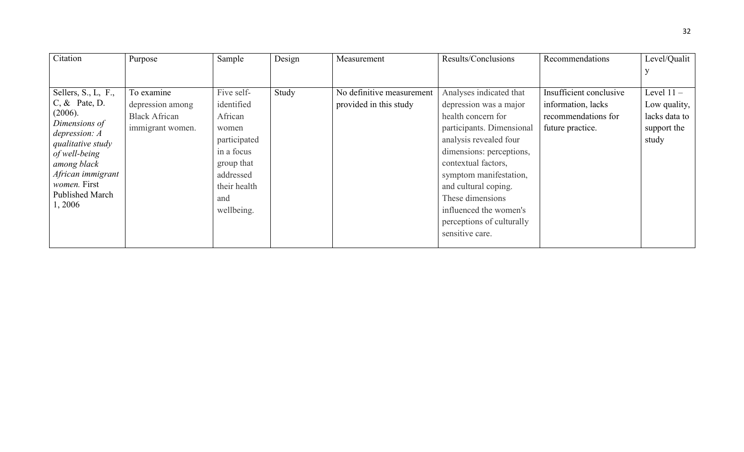| Citation | Purpose | Sample | Design | Measurement | Results/Conclusions | Recommendations | Level/Quality |
|---|---|---|---|---|---|---|---|
| Sellers, S., L, F., C, & Pate, D. (2006). *Dimensions of depression: A qualitative study of well-being among black African immigrant women.* First Published March 1, 2006 | To examine depression among Black African immigrant women. | Five self-identified African women participated in a focus group that addressed their health and wellbeing. | Study | No definitive measurement provided in this study | Analyses indicated that depression was a major health concern for participants. Dimensional analysis revealed four dimensions: perceptions, contextual factors, symptom manifestation, and cultural coping. These dimensions influenced the women's perceptions of culturally sensitive care. | Insufficient conclusive information, lacks recommendations for future practice. | Level 11 – Low quality, lacks data to support the study |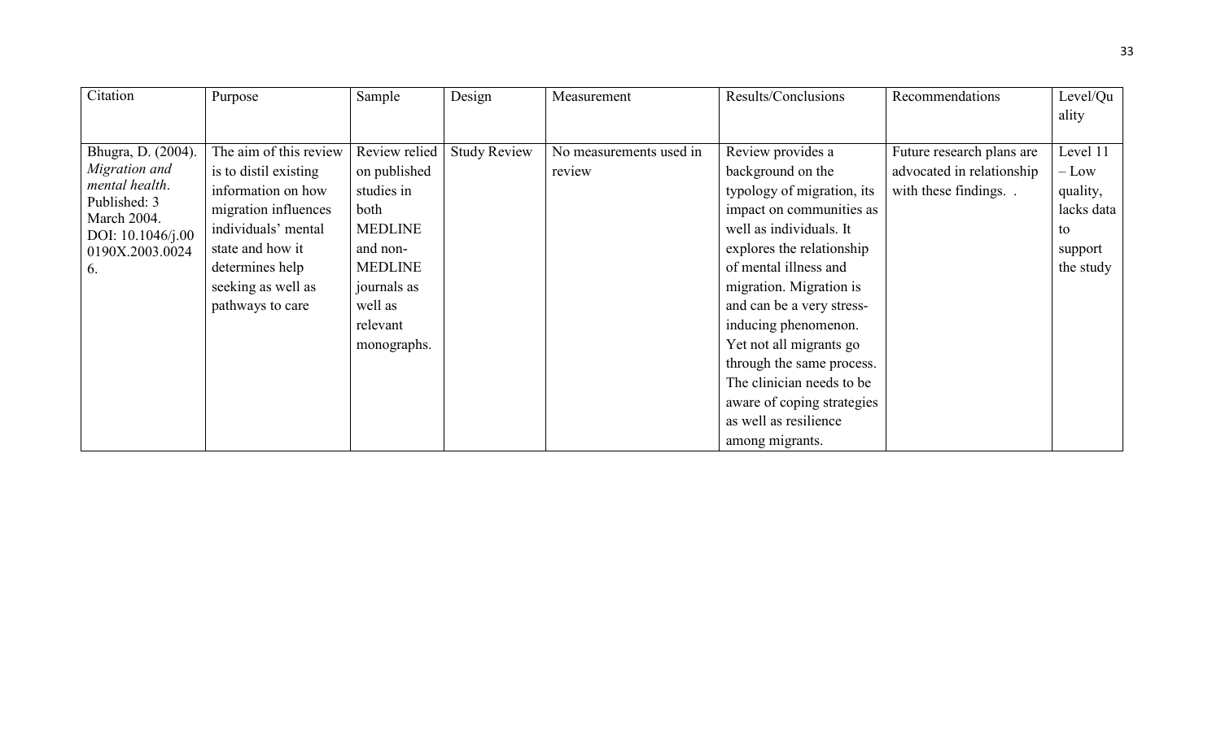| Citation | Purpose | Sample | Design | Measurement | Results/Conclusions | Recommendations | Level/Quality |
|---|---|---|---|---|---|---|---|
| Bhugra, D. (2004). *Migration and mental health*. Published: 3 March 2004. DOI: 10.1046/j.000190X.2003.00246. | The aim of this review is to distil existing information on how migration influences individuals' mental state and how it determines help seeking as well as pathways to care | Review relied on published studies in both MEDLINE and non-MEDLINE journals as well as relevant monographs. | Study Review | No measurements used in review | Review provides a background on the typology of migration, its impact on communities as well as individuals. It explores the relationship of mental illness and migration. Migration is and can be a very stress-inducing phenomenon. Yet not all migrants go through the same process. The clinician needs to be aware of coping strategies as well as resilience among migrants. | Future research plans are advocated in relationship with these findings. . | Level 11 – Low quality, lacks data to support the study |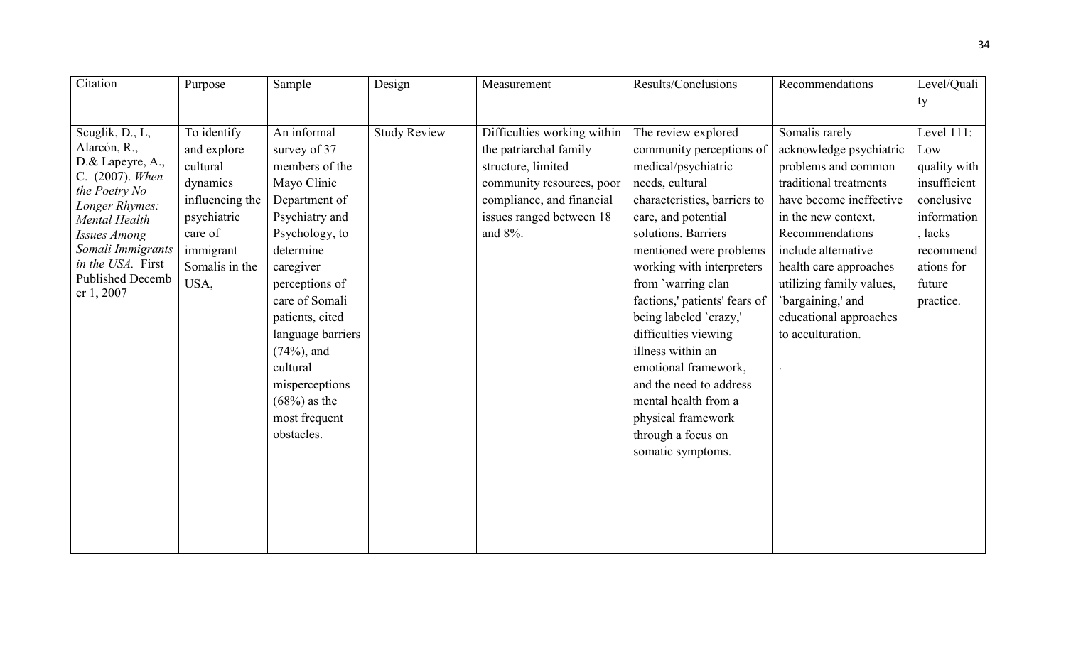| Citation | Purpose | Sample | Design | Measurement | Results/Conclusions | Recommendations | Level/Quality |
|---|---|---|---|---|---|---|---|
| Scuglik, D., L, Alarcón, R., D.& Lapeyre, A., C. (2007). *When the Poetry No Longer Rhymes: Mental Health Issues Among Somali Immigrants in the USA.* First Published December 1, 2007 | To identify and explore cultural dynamics influencing the psychiatric care of immigrant Somalis in the USA, | An informal survey of 37 members of the Mayo Clinic Department of Psychiatry and Psychology, to determine caregiver perceptions of care of Somali patients, cited language barriers (74%), and cultural misperceptions (68%) as the most frequent obstacles. | Study Review | Difficulties working within the patriarchal family structure, limited community resources, poor compliance, and financial issues ranged between 18 and 8%. | The review explored community perceptions of medical/psychiatric needs, cultural characteristics, barriers to care, and potential solutions. Barriers mentioned were problems working with interpreters from `warring clan factions,' patients' fears of being labeled `crazy,' difficulties viewing illness within an emotional framework, and the need to address mental health from a physical framework through a focus on somatic symptoms. | Somalis rarely acknowledge psychiatric problems and common traditional treatments have become ineffective in the new context. Recommendations include alternative health care approaches utilizing family values, `bargaining,' and educational approaches to acculturation. . | Level 111: Low quality with insufficient conclusive information, lacks recommendations for future practice. |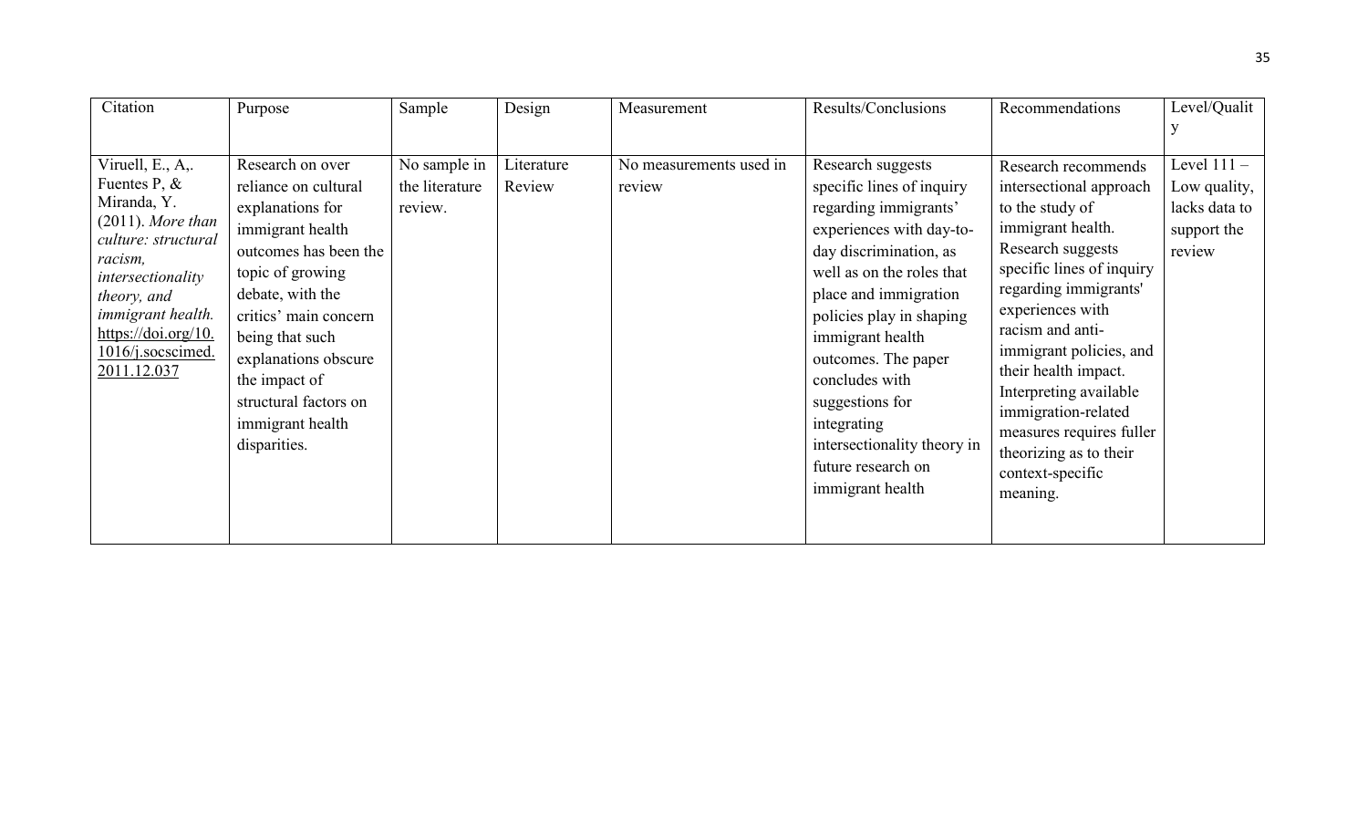| Citation | Purpose | Sample | Design | Measurement | Results/Conclusions | Recommendations | Level/Quality |
|---|---|---|---|---|---|---|---|
| Viruell, E., A,. Fuentes P, & Miranda, Y. (2011). *More than culture: structural racism, intersectionality theory, and immigrant health.* https://doi.org/10.1016/j.socscimed.2011.12.037 | Research on over reliance on cultural explanations for immigrant health outcomes has been the topic of growing debate, with the critics' main concern being that such explanations obscure the impact of structural factors on immigrant health disparities. | No sample in the literature review. | Literature Review | No measurements used in review | Research suggests specific lines of inquiry regarding immigrants' experiences with day-to-day discrimination, as well as on the roles that place and immigration policies play in shaping immigrant health outcomes. The paper concludes with suggestions for integrating intersectionality theory in future research on immigrant health | Research recommends intersectional approach to the study of immigrant health. Research suggests specific lines of inquiry regarding immigrants' experiences with racism and anti-immigrant policies, and their health impact. Interpreting available immigration-related measures requires fuller theorizing as to their context-specific meaning. | Level 111 – Low quality, lacks data to support the review |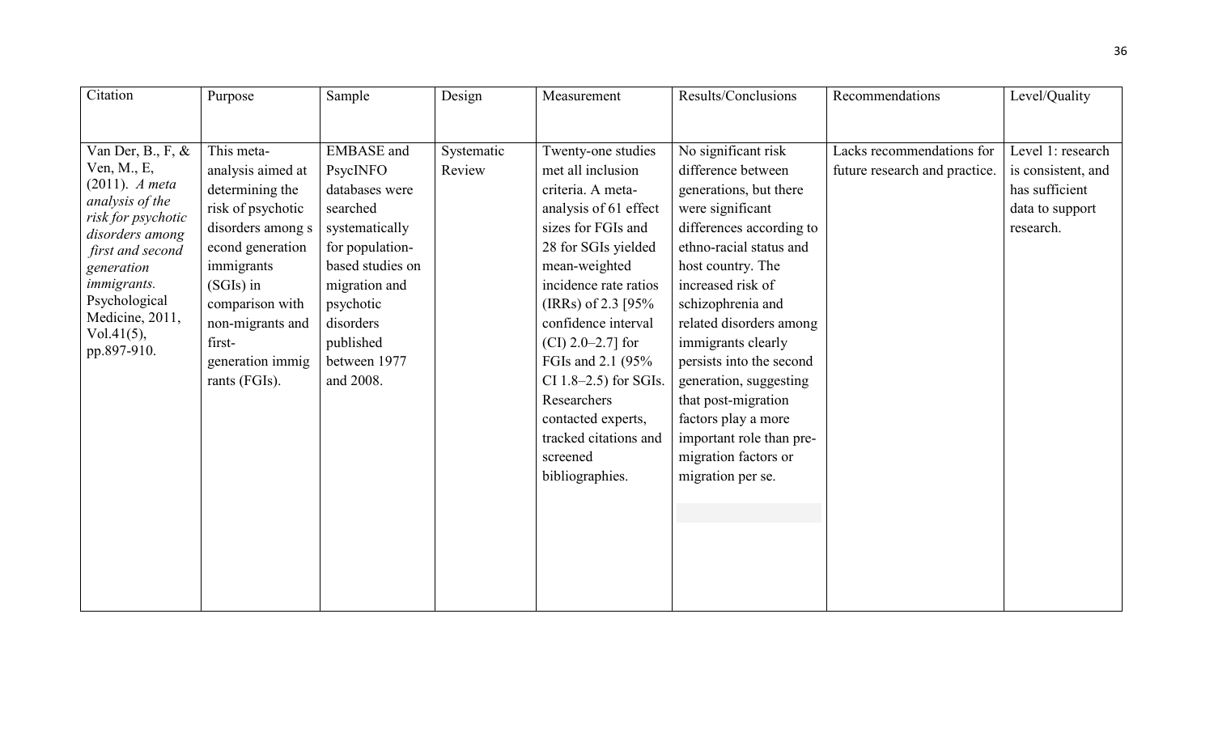| Citation | Purpose | Sample | Design | Measurement | Results/Conclusions | Recommendations | Level/Quality |
|---|---|---|---|---|---|---|---|
| Van Der, B., F, & Ven, M., E, (2011). *A meta analysis of the risk for psychotic disorders among first and second generation immigrants.* Psychological Medicine, 2011, Vol.41(5), pp.897-910. | This meta-analysis aimed at determining the risk of psychotic disorders among second generation immigrants (SGIs) in comparison with non-migrants and first-generation immigrants (FGIs). | EMBASE and PsycINFO databases were searched systematically for population-based studies on migration and psychotic disorders published between 1977 and 2008. | Systematic Review | Twenty-one studies met all inclusion criteria. A meta-analysis of 61 effect sizes for FGIs and 28 for SGIs yielded mean-weighted incidence rate ratios (IRRs) of 2.3 [95% confidence interval (CI) 2.0–2.7] for FGIs and 2.1 (95% CI 1.8–2.5) for SGIs. Researchers contacted experts, tracked citations and screened bibliographies. | No significant risk difference between generations, but there were significant differences according to ethno-racial status and host country. The increased risk of schizophrenia and related disorders among immigrants clearly persists into the second generation, suggesting that post-migration factors play a more important role than pre-migration factors or migration per se. | Lacks recommendations for future research and practice. | Level 1: research is consistent, and has sufficient data to support research. |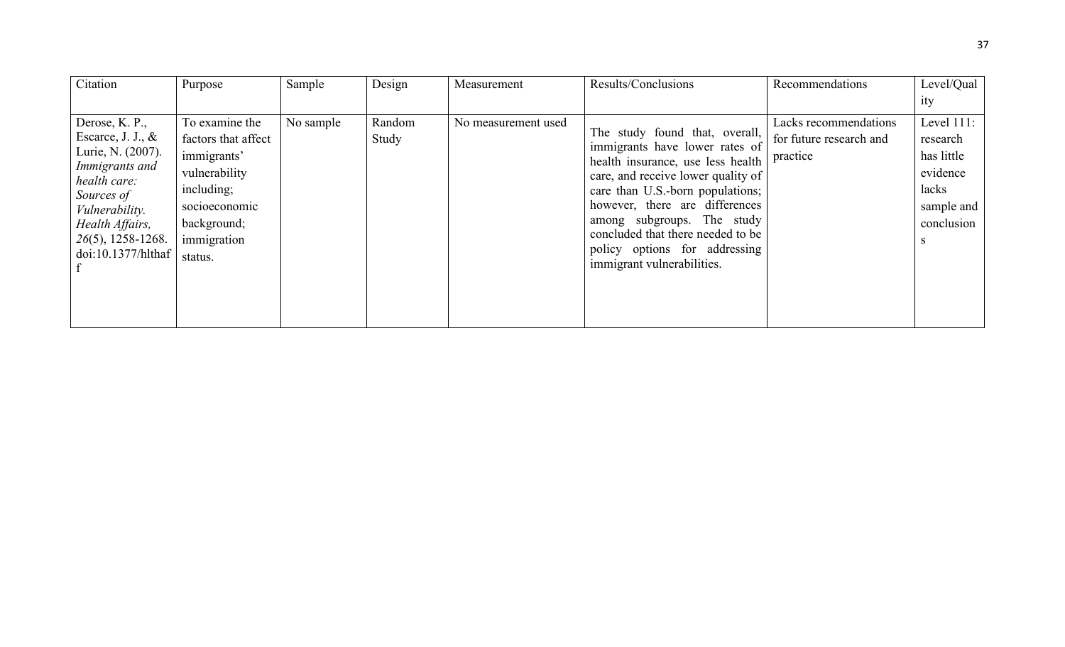| Citation | Purpose | Sample | Design | Measurement | Results/Conclusions | Recommendations | Level/Quality |
|---|---|---|---|---|---|---|---|
| Derose, K. P., Escarce, J. J., & Lurie, N. (2007). *Immigrants and health care: Sources of Vulnerability. Health Affairs, 26*(5), 1258-1268. doi:10.1377/hlthaff | To examine the factors that affect immigrants' vulnerability including; socioeconomic background; immigration status. | No sample | Random Study | No measurement used | The study found that, overall, immigrants have lower rates of health insurance, use less health care, and receive lower quality of care than U.S.-born populations; however, there are differences among subgroups. The study concluded that there needed to be policy options for addressing immigrant vulnerabilities. | Lacks recommendations for future research and practice | Level 111: research has little evidence lacks sample and conclusions |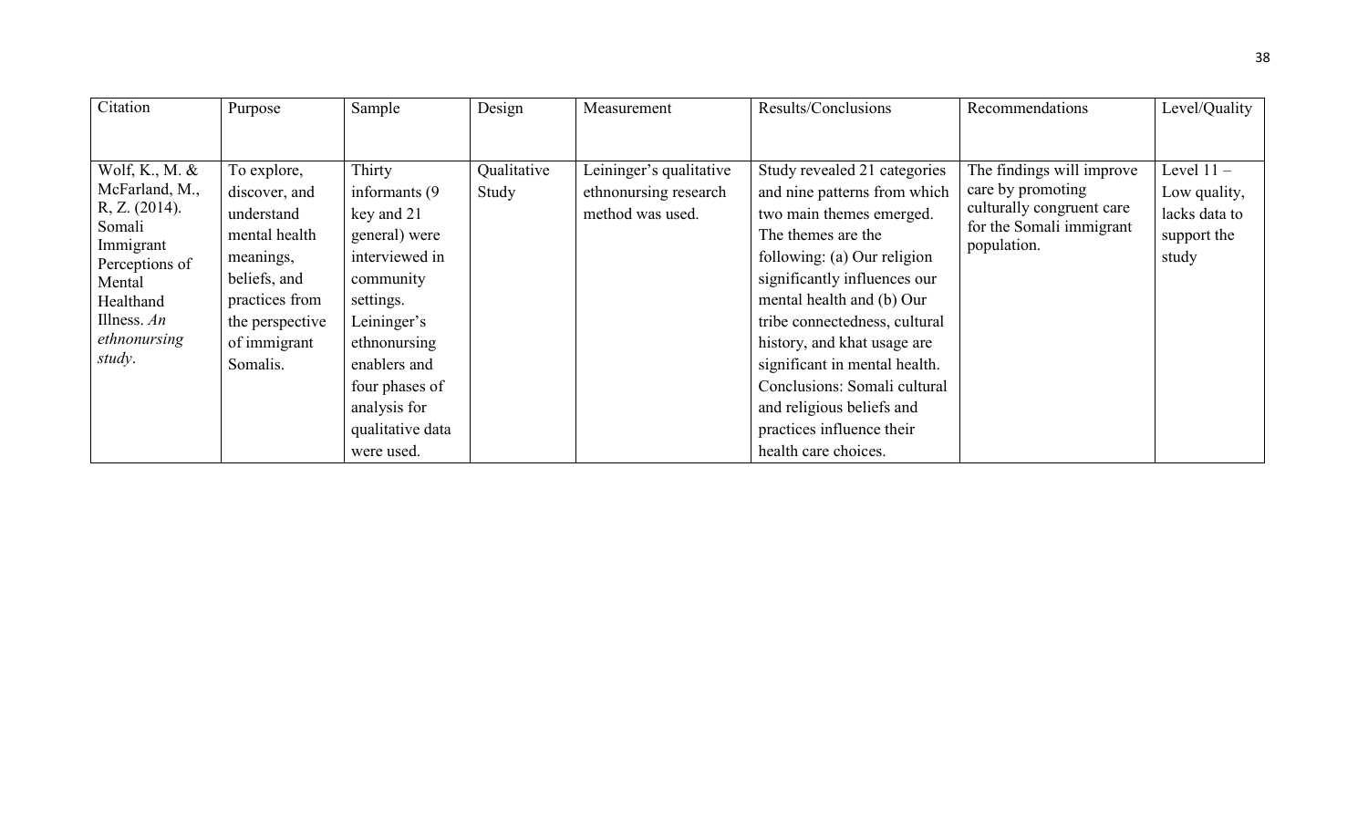| Citation | Purpose | Sample | Design | Measurement | Results/Conclusions | Recommendations | Level/Quality |
|---|---|---|---|---|---|---|---|
| Wolf, K., M. & McFarland, M., R, Z. (2014). Somali Immigrant Perceptions of Mental Healthand Illness. *An ethnonursing study*. | To explore, discover, and understand mental health meanings, beliefs, and practices from the perspective of immigrant Somalis. | Thirty informants (9 key and 21 general) were interviewed in community settings. Leininger's ethnonursing enablers and four phases of analysis for qualitative data were used. | Qualitative Study | Leininger's qualitative ethnonursing research method was used. | Study revealed 21 categories and nine patterns from which two main themes emerged. The themes are the following: (a) Our religion significantly influences our mental health and (b) Our tribe connectedness, cultural history, and khat usage are significant in mental health. Conclusions: Somali cultural and religious beliefs and practices influence their health care choices. | The findings will improve care by promoting culturally congruent care for the Somali immigrant population. | Level 11 – Low quality, lacks data to support the study |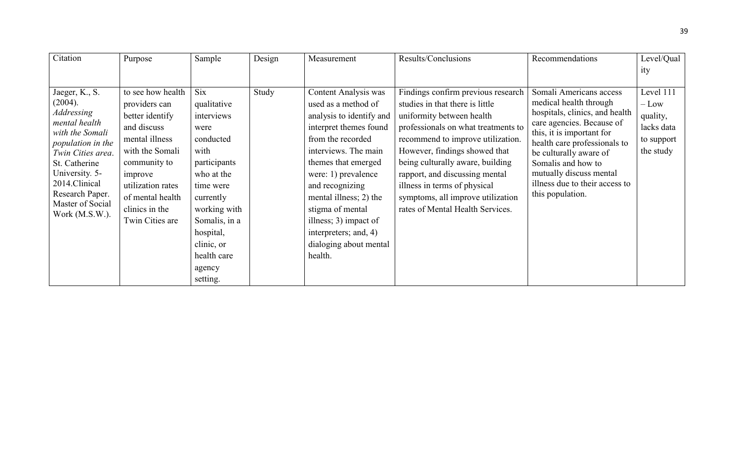| Citation | Purpose | Sample | Design | Measurement | Results/Conclusions | Recommendations | Level/Quality |
|---|---|---|---|---|---|---|---|
| Jaeger, K., S. (2004). *Addressing mental health with the Somali population in the Twin Cities area*. St. Catherine University. 5-2014.Clinical Research Paper. Master of Social Work (M.S.W.). | to see how health providers can better identify and discuss mental illness with the Somali community to improve utilization rates of mental health clinics in the Twin Cities are | Six qualitative interviews were conducted with participants who at the time were currently working with Somalis, in a hospital, clinic, or health care agency setting. | Study | Content Analysis was used as a method of analysis to identify and interpret themes found from the recorded interviews. The main themes that emerged were: 1) prevalence and recognizing mental illness; 2) the stigma of mental illness; 3) impact of interpreters; and, 4) dialoging about mental health. | Findings confirm previous research studies in that there is little uniformity between health professionals on what treatments to recommend to improve utilization. However, findings showed that being culturally aware, building rapport, and discussing mental illness in terms of physical symptoms, all improve utilization rates of Mental Health Services. | Somali Americans access medical health through hospitals, clinics, and health care agencies. Because of this, it is important for health care professionals to be culturally aware of Somalis and how to mutually discuss mental illness due to their access to this population. | Level 111 – Low quality, lacks data to support the study |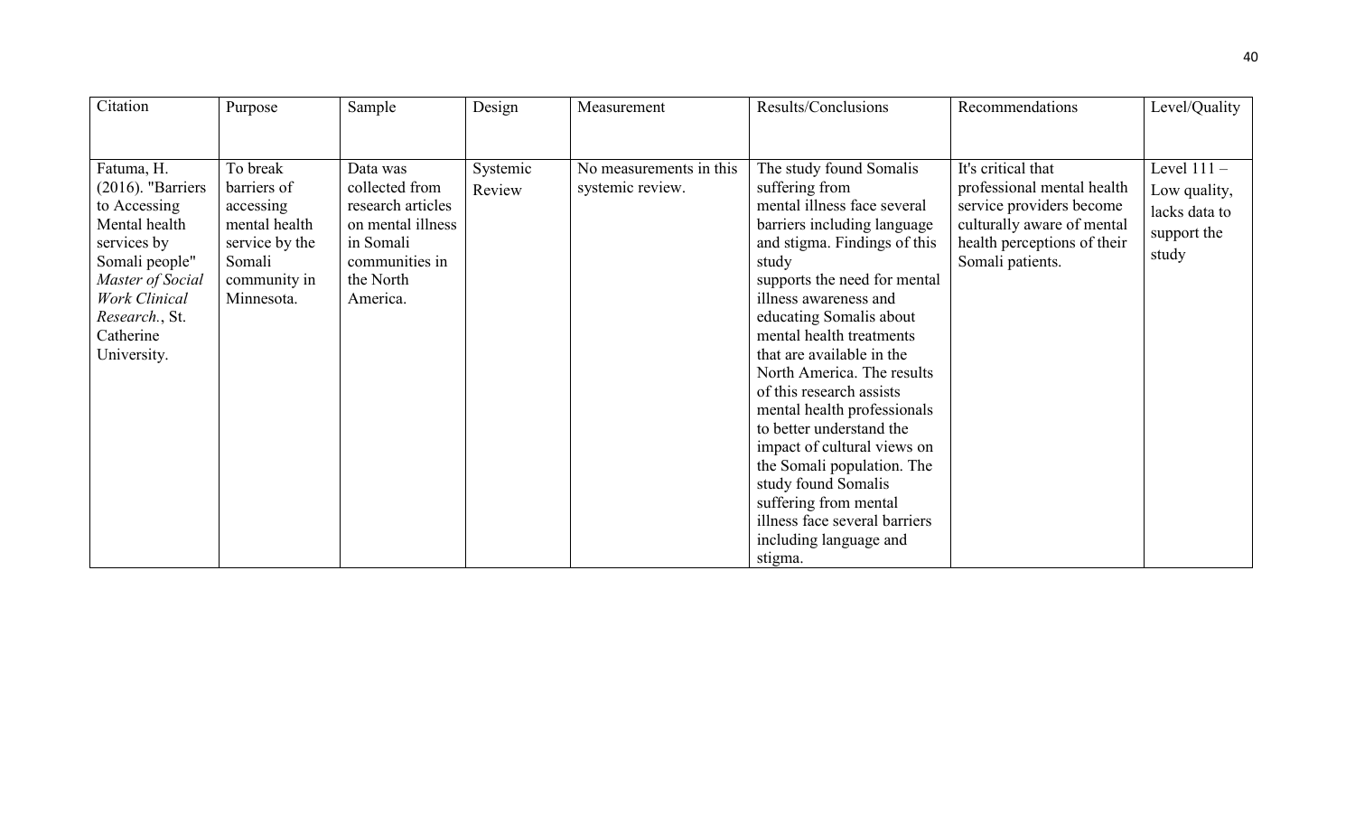| Citation | Purpose | Sample | Design | Measurement | Results/Conclusions | Recommendations | Level/Quality |
|---|---|---|---|---|---|---|---|
| Fatuma, H. (2016). "Barriers to Accessing Mental health services by Somali people" *Master of Social Work Clinical Research.*, St. Catherine University. | To break barriers of accessing mental health service by the Somali community in Minnesota. | Data was collected from research articles on mental illness in Somali communities in the North America. | Systemic Review | No measurements in this systemic review. | The study found Somalis suffering from mental illness face several barriers including language and stigma. Findings of this study supports the need for mental illness awareness and educating Somalis about mental health treatments that are available in the North America. The results of this research assists mental health professionals to better understand the impact of cultural views on the Somali population. The study found Somalis suffering from mental illness face several barriers including language and stigma. | It's critical that professional mental health service providers become culturally aware of mental health perceptions of their Somali patients. | Level 111 – Low quality, lacks data to support the study |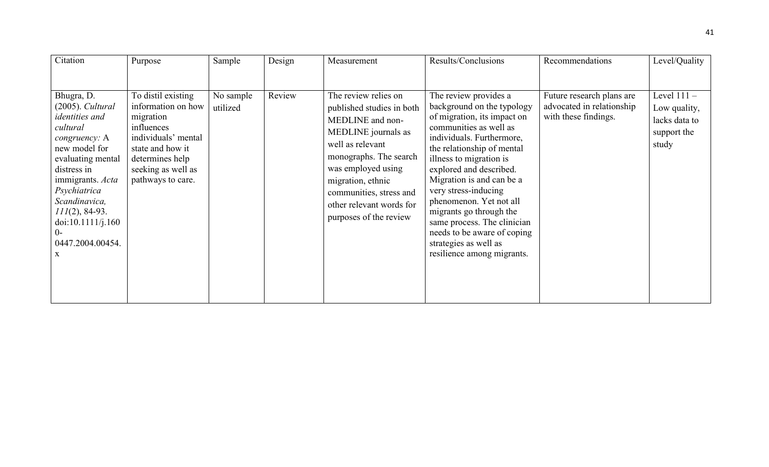| Citation | Purpose | Sample | Design | Measurement | Results/Conclusions | Recommendations | Level/Quality |
|---|---|---|---|---|---|---|---|
| Bhugra, D. (2005). *Cultural identities and cultural congruency:* A new model for evaluating mental distress in immigrants. *Acta Psychiatrica Scandinavica, 111*(2), 84-93. doi:10.1111/j.1600-0447.2004.00454.x | To distil existing information on how migration influences individuals' mental state and how it determines help seeking as well as pathways to care. | No sample utilized | Review | The review relies on published studies in both MEDLINE and non-MEDLINE journals as well as relevant monographs. The search was employed using migration, ethnic communities, stress and other relevant words for purposes of the review | The review provides a background on the typology of migration, its impact on communities as well as individuals. Furthermore, the relationship of mental illness to migration is explored and described. Migration is and can be a very stress-inducing phenomenon. Yet not all migrants go through the same process. The clinician needs to be aware of coping strategies as well as resilience among migrants. | Future research plans are advocated in relationship with these findings. | Level 111 – Low quality, lacks data to support the study |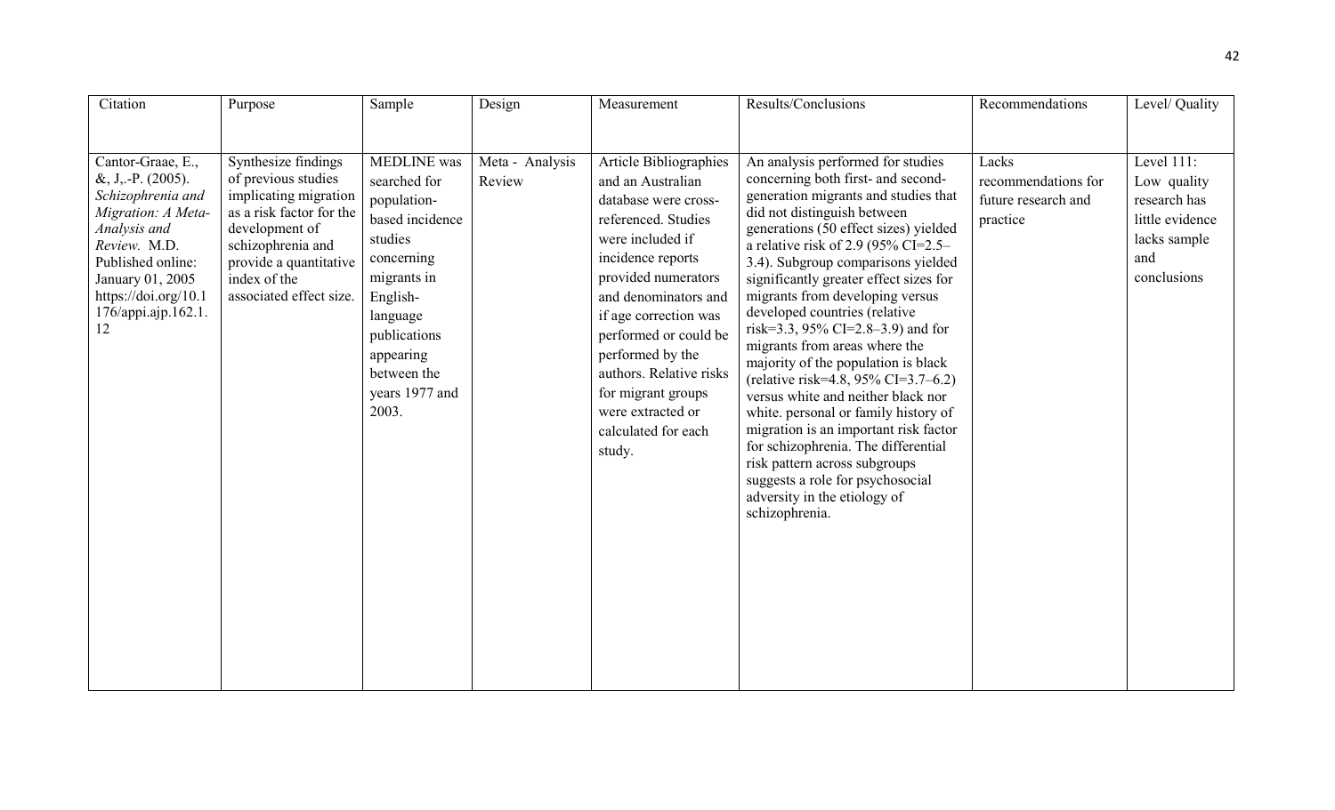| Citation | Purpose | Sample | Design | Measurement | Results/Conclusions | Recommendations | Level/ Quality |
|---|---|---|---|---|---|---|---|
| Cantor-Graae, E., &, J,.-P. (2005). *Schizophrenia and Migration: A Meta-Analysis and Review.* M.D. Published online: January 01, 2005 https://doi.org/10.1176/appi.ajp.162.1.12 | Synthesize findings of previous studies implicating migration as a risk factor for the development of schizophrenia and provide a quantitative index of the associated effect size. | MEDLINE was searched for population-based incidence studies concerning migrants in English-language publications appearing between the years 1977 and 2003. | Meta - Analysis Review | Article Bibliographies and an Australian database were cross-referenced. Studies were included if incidence reports provided numerators and denominators and if age correction was performed or could be performed by the authors. Relative risks for migrant groups were extracted or calculated for each study. | An analysis performed for studies concerning both first- and second-generation migrants and studies that did not distinguish between generations (50 effect sizes) yielded a relative risk of 2.9 (95% CI=2.5–3.4). Subgroup comparisons yielded significantly greater effect sizes for migrants from developing versus developed countries (relative risk=3.3, 95% CI=2.8–3.9) and for migrants from areas where the majority of the population is black (relative risk=4.8, 95% CI=3.7–6.2) versus white and neither black nor white. personal or family history of migration is an important risk factor for schizophrenia. The differential risk pattern across subgroups suggests a role for psychosocial adversity in the etiology of schizophrenia. | Lacks recommendations for future research and practice | Level 111: Low quality research has little evidence lacks sample and conclusions |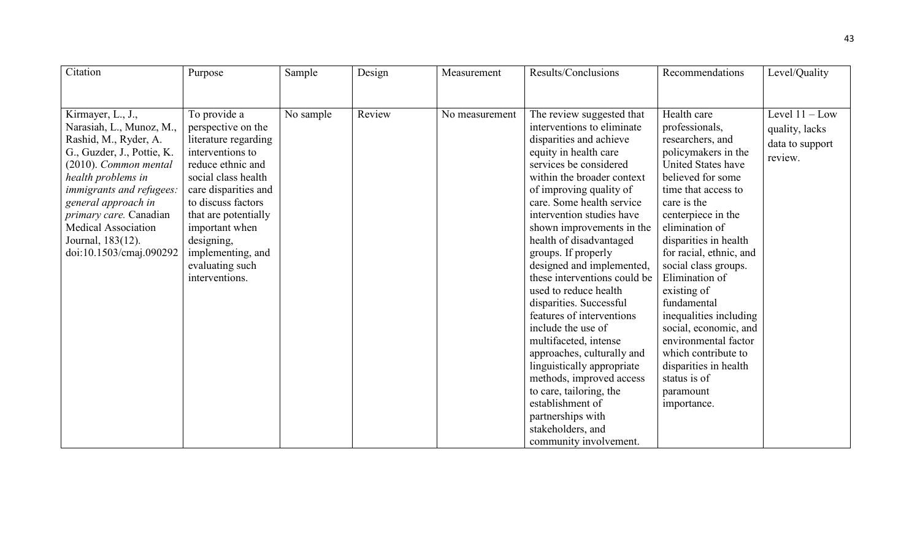| Citation | Purpose | Sample | Design | Measurement | Results/Conclusions | Recommendations | Level/Quality |
|---|---|---|---|---|---|---|---|
| Kirmayer, L., J., Narasiah, L., Munoz, M., Rashid, M., Ryder, A. G., Guzder, J., Pottie, K. (2010). *Common mental health problems in immigrants and refugees: general approach in primary care.* Canadian Medical Association Journal, 183(12). doi:10.1503/cmaj.090292 | To provide a perspective on the literature regarding interventions to reduce ethnic and social class health care disparities and to discuss factors that are potentially important when designing, implementing, and evaluating such interventions. | No sample | Review | No measurement | The review suggested that interventions to eliminate disparities and achieve equity in health care services be considered within the broader context of improving quality of care. Some health service intervention studies have shown improvements in the health of disadvantaged groups. If properly designed and implemented, these interventions could be used to reduce health disparities. Successful features of interventions include the use of multifaceted, intense approaches, culturally and linguistically appropriate methods, improved access to care, tailoring, the establishment of partnerships with stakeholders, and community involvement. | Health care professionals, researchers, and policymakers in the United States have believed for some time that access to care is the centerpiece in the elimination of disparities in health for racial, ethnic, and social class groups. Elimination of existing of fundamental inequalities including social, economic, and environmental factor which contribute to disparities in health status is of paramount importance. | Level 11 – Low quality, lacks data to support review. |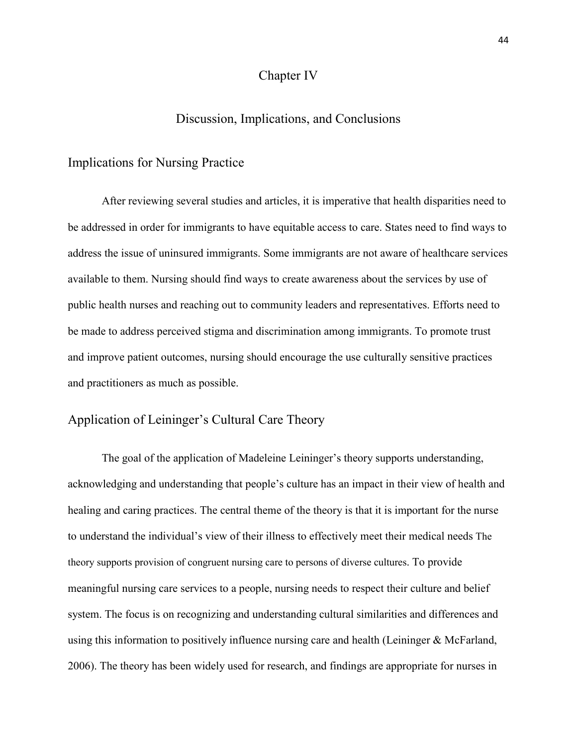# Chapter IV

## Discussion, Implications, and Conclusions

### Implications for Nursing Practice

After reviewing several studies and articles, it is imperative that health disparities need to be addressed in order for immigrants to have equitable access to care. States need to find ways to address the issue of uninsured immigrants. Some immigrants are not aware of healthcare services available to them. Nursing should find ways to create awareness about the services by use of public health nurses and reaching out to community leaders and representatives. Efforts need to be made to address perceived stigma and discrimination among immigrants. To promote trust and improve patient outcomes, nursing should encourage the use culturally sensitive practices and practitioners as much as possible.

### Application of Leininger's Cultural Care Theory

The goal of the application of Madeleine Leininger's theory supports understanding, acknowledging and understanding that people's culture has an impact in their view of health and healing and caring practices. The central theme of the theory is that it is important for the nurse to understand the individual's view of their illness to effectively meet their medical needs The theory supports provision of congruent nursing care to persons of diverse cultures. To provide meaningful nursing care services to a people, nursing needs to respect their culture and belief system. The focus is on recognizing and understanding cultural similarities and differences and using this information to positively influence nursing care and health (Leininger & McFarland, 2006). The theory has been widely used for research, and findings are appropriate for nurses in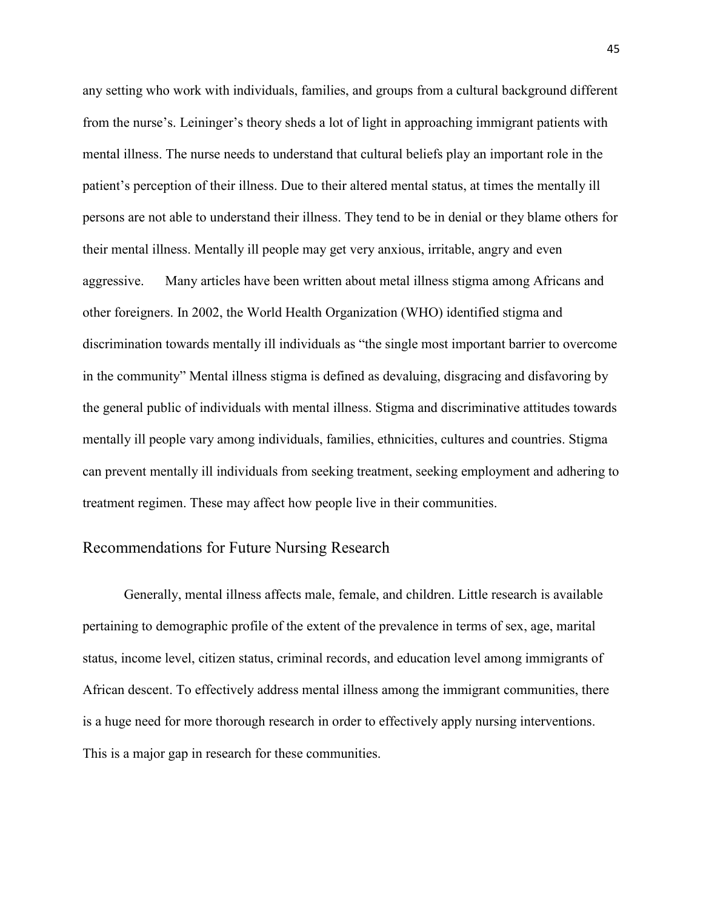any setting who work with individuals, families, and groups from a cultural background different from the nurse's. Leininger's theory sheds a lot of light in approaching immigrant patients with mental illness. The nurse needs to understand that cultural beliefs play an important role in the patient's perception of their illness. Due to their altered mental status, at times the mentally ill persons are not able to understand their illness. They tend to be in denial or they blame others for their mental illness. Mentally ill people may get very anxious, irritable, angry and even aggressive. Many articles have been written about metal illness stigma among Africans and other foreigners. In 2002, the World Health Organization (WHO) identified stigma and discrimination towards mentally ill individuals as "the single most important barrier to overcome in the community" Mental illness stigma is defined as devaluing, disgracing and disfavoring by the general public of individuals with mental illness. Stigma and discriminative attitudes towards mentally ill people vary among individuals, families, ethnicities, cultures and countries. Stigma can prevent mentally ill individuals from seeking treatment, seeking employment and adhering to treatment regimen. These may affect how people live in their communities.

## Recommendations for Future Nursing Research

Generally, mental illness affects male, female, and children. Little research is available pertaining to demographic profile of the extent of the prevalence in terms of sex, age, marital status, income level, citizen status, criminal records, and education level among immigrants of African descent. To effectively address mental illness among the immigrant communities, there is a huge need for more thorough research in order to effectively apply nursing interventions. This is a major gap in research for these communities.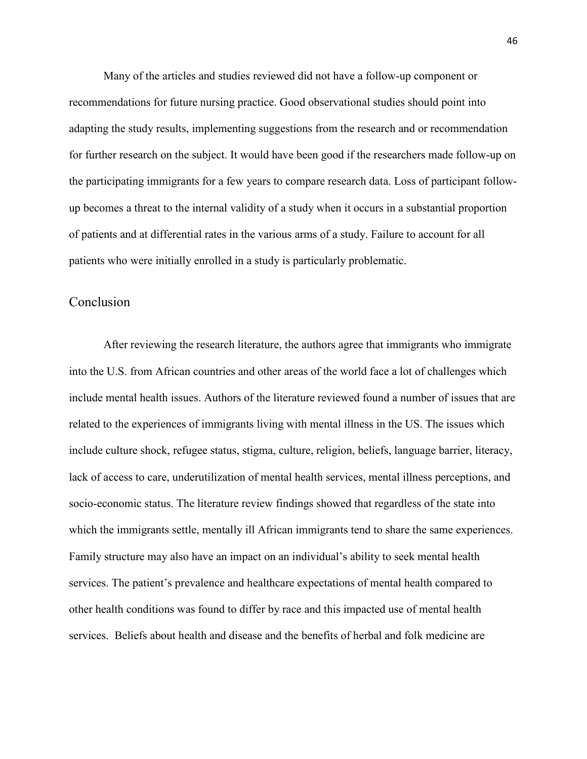Many of the articles and studies reviewed did not have a follow-up component or recommendations for future nursing practice. Good observational studies should point into adapting the study results, implementing suggestions from the research and or recommendation for further research on the subject. It would have been good if the researchers made follow-up on the participating immigrants for a few years to compare research data. Loss of participant follow-up becomes a threat to the internal validity of a study when it occurs in a substantial proportion of patients and at differential rates in the various arms of a study. Failure to account for all patients who were initially enrolled in a study is particularly problematic.

## Conclusion

After reviewing the research literature, the authors agree that immigrants who immigrate into the U.S. from African countries and other areas of the world face a lot of challenges which include mental health issues. Authors of the literature reviewed found a number of issues that are related to the experiences of immigrants living with mental illness in the US. The issues which include culture shock, refugee status, stigma, culture, religion, beliefs, language barrier, literacy, lack of access to care, underutilization of mental health services, mental illness perceptions, and socio-economic status. The literature review findings showed that regardless of the state into which the immigrants settle, mentally ill African immigrants tend to share the same experiences. Family structure may also have an impact on an individual's ability to seek mental health services. The patient's prevalence and healthcare expectations of mental health compared to other health conditions was found to differ by race and this impacted use of mental health services. Beliefs about health and disease and the benefits of herbal and folk medicine are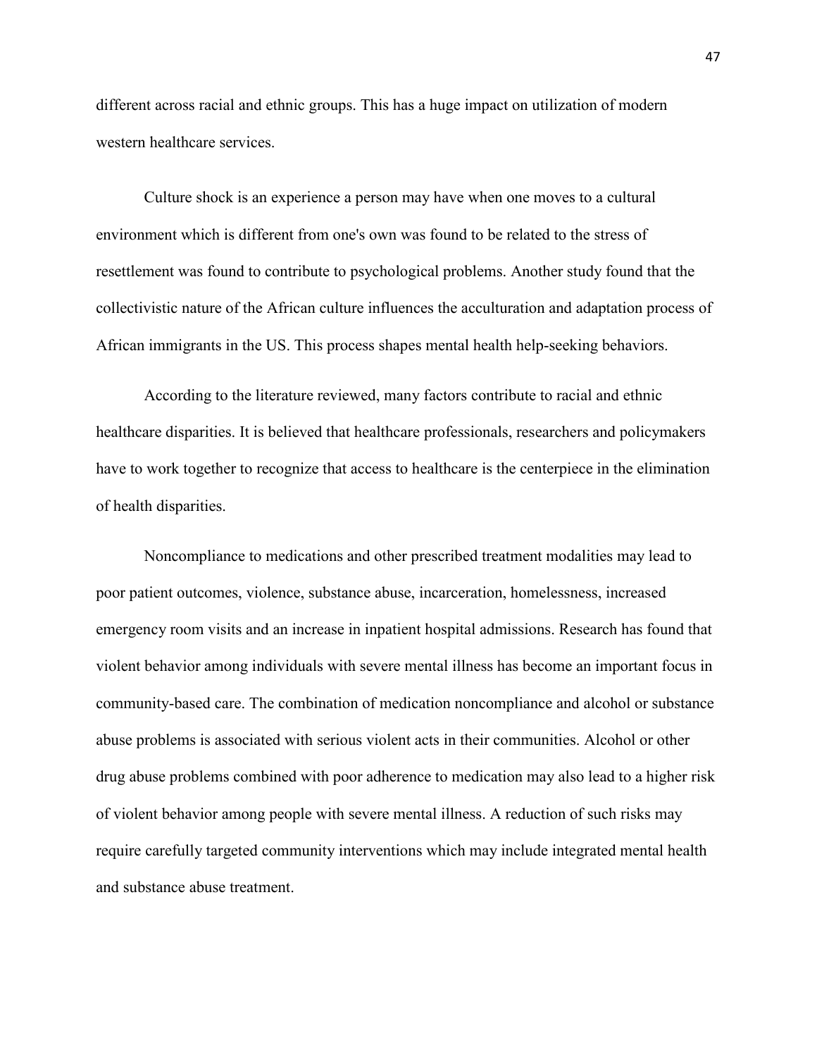different across racial and ethnic groups. This has a huge impact on utilization of modern western healthcare services.

Culture shock is an experience a person may have when one moves to a cultural environment which is different from one's own was found to be related to the stress of resettlement was found to contribute to psychological problems. Another study found that the collectivistic nature of the African culture influences the acculturation and adaptation process of African immigrants in the US. This process shapes mental health help-seeking behaviors.

According to the literature reviewed, many factors contribute to racial and ethnic healthcare disparities. It is believed that healthcare professionals, researchers and policymakers have to work together to recognize that access to healthcare is the centerpiece in the elimination of health disparities.

Noncompliance to medications and other prescribed treatment modalities may lead to poor patient outcomes, violence, substance abuse, incarceration, homelessness, increased emergency room visits and an increase in inpatient hospital admissions. Research has found that violent behavior among individuals with severe mental illness has become an important focus in community-based care. The combination of medication noncompliance and alcohol or substance abuse problems is associated with serious violent acts in their communities. Alcohol or other drug abuse problems combined with poor adherence to medication may also lead to a higher risk of violent behavior among people with severe mental illness. A reduction of such risks may require carefully targeted community interventions which may include integrated mental health and substance abuse treatment.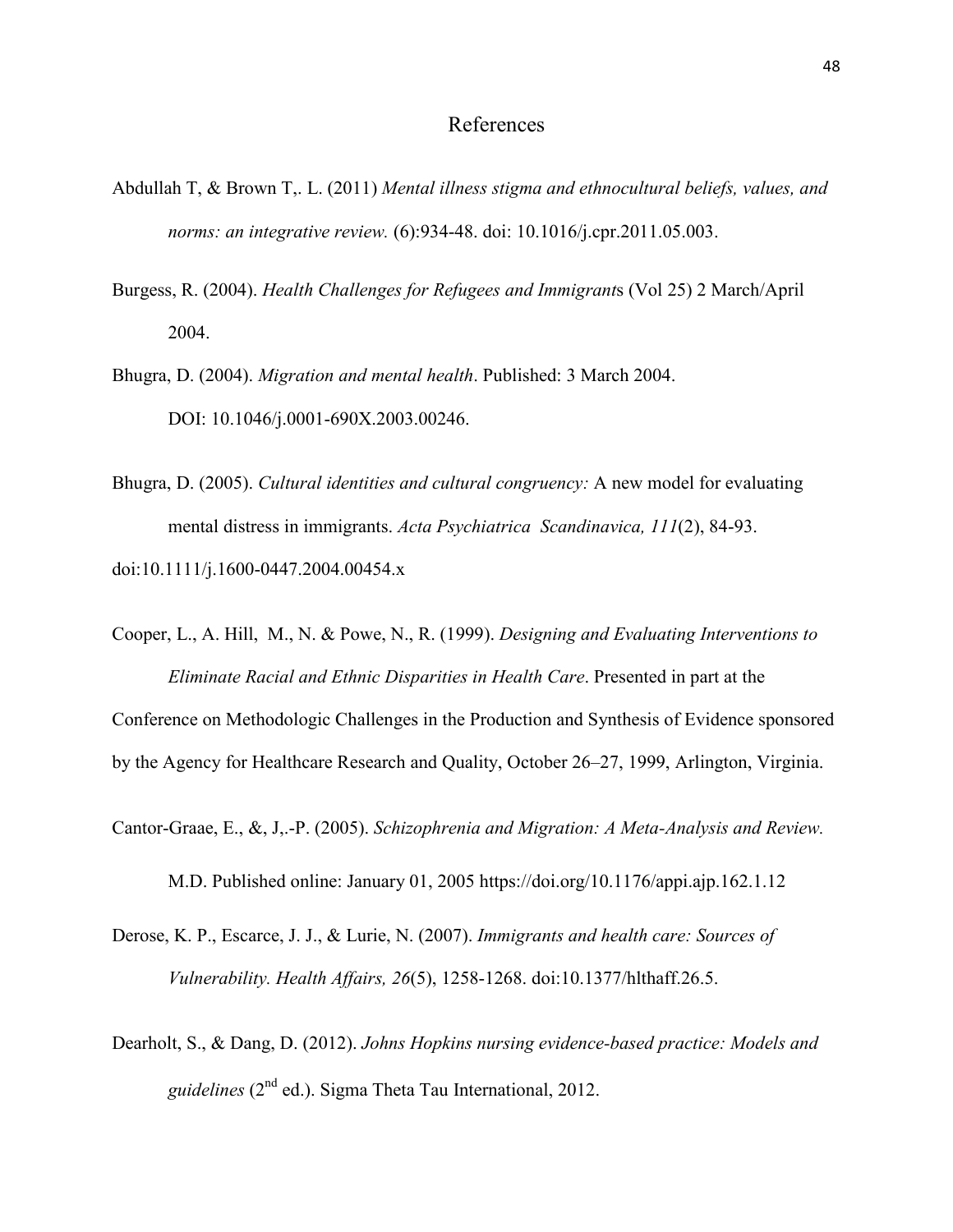# References

Abdullah T, & Brown T,. L. (2011) *Mental illness stigma and ethnocultural beliefs, values, and norms: an integrative review.* (6):934-48. doi: 10.1016/j.cpr.2011.05.003.

Burgess, R. (2004). *Health Challenges for Refugees and Immigrant*s (Vol 25) 2 March/April 2004.

Bhugra, D. (2004). *Migration and mental health*. Published: 3 March 2004. DOI: 10.1046/j.0001-690X.2003.00246.

Bhugra, D. (2005). *Cultural identities and cultural congruency:* A new model for evaluating mental distress in immigrants. *Acta Psychiatrica Scandinavica, 111*(2), 84-93. doi:10.1111/j.1600-0447.2004.00454.x

Cooper, L., A. Hill, M., N. & Powe, N., R. (1999). *Designing and Evaluating Interventions to Eliminate Racial and Ethnic Disparities in Health Care*. Presented in part at the Conference on Methodologic Challenges in the Production and Synthesis of Evidence sponsored by the Agency for Healthcare Research and Quality, October 26–27, 1999, Arlington, Virginia.

Cantor-Graae, E., &, J,.-P. (2005). *Schizophrenia and Migration: A Meta-Analysis and Review.* M.D. Published online: January 01, 2005 https://doi.org/10.1176/appi.ajp.162.1.12

Derose, K. P., Escarce, J. J., & Lurie, N. (2007). *Immigrants and health care: Sources of Vulnerability. Health Affairs, 26*(5), 1258-1268. doi:10.1377/hlthaff.26.5.

Dearholt, S., & Dang, D. (2012). *Johns Hopkins nursing evidence-based practice: Models and guidelines* (2nd ed.). Sigma Theta Tau International, 2012.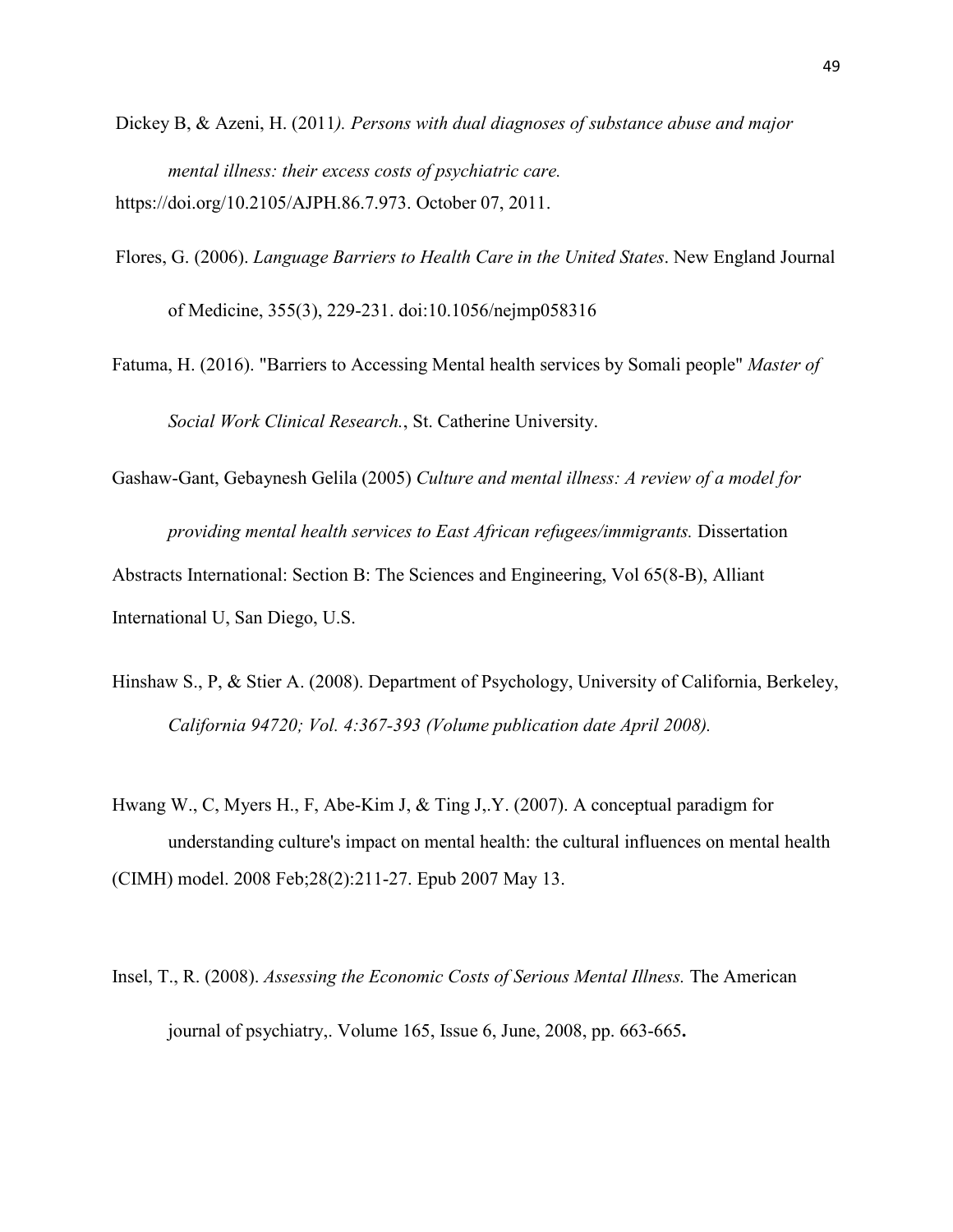Dickey B, & Azeni, H. (2011*). Persons with dual diagnoses of substance abuse and major mental illness: their excess costs of psychiatric care.* https://doi.org/10.2105/AJPH.86.7.973. October 07, 2011.

Flores, G. (2006). *Language Barriers to Health Care in the United States*. New England Journal of Medicine, 355(3), 229-231. doi:10.1056/nejmp058316

Fatuma, H. (2016). "Barriers to Accessing Mental health services by Somali people" *Master of Social Work Clinical Research.*, St. Catherine University.

Gashaw-Gant, Gebaynesh Gelila (2005) *Culture and mental illness: A review of a model for providing mental health services to East African refugees/immigrants.* Dissertation Abstracts International: Section B: The Sciences and Engineering, Vol 65(8-B), Alliant International U, San Diego, U.S.

Hinshaw S., P, & Stier A. (2008). Department of Psychology, University of California, Berkeley, *California 94720; Vol. 4:367-393 (Volume publication date April 2008).*

Hwang W., C, Myers H., F, Abe-Kim J, & Ting J,.Y. (2007). A conceptual paradigm for understanding culture's impact on mental health: the cultural influences on mental health (CIMH) model. 2008 Feb;28(2):211-27. Epub 2007 May 13.

Insel, T., R. (2008). *Assessing the Economic Costs of Serious Mental Illness.* The American journal of psychiatry,. Volume 165, Issue 6, June, 2008, pp. 663-665**.**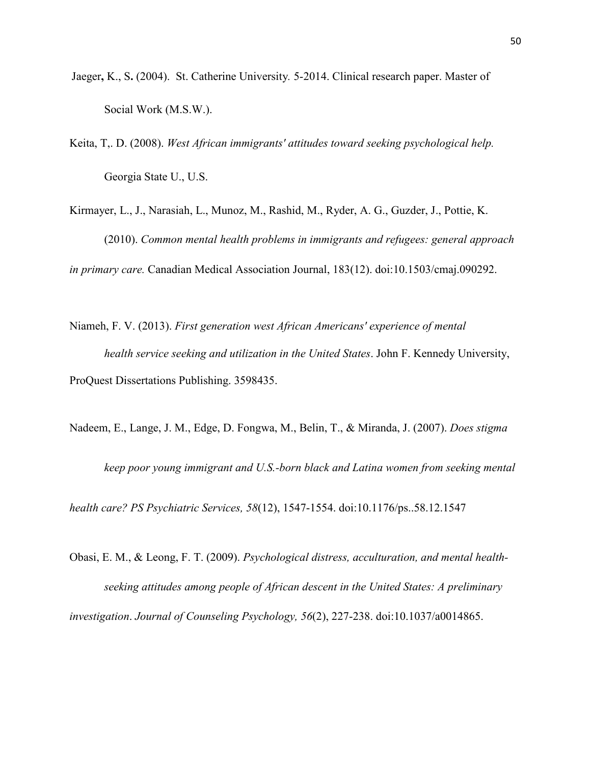Jaeger, K., S. (2004). St. Catherine University. 5-2014. Clinical research paper. Master of Social Work (M.S.W.).

Keita, T,. D. (2008). *West African immigrants' attitudes toward seeking psychological help.* Georgia State U., U.S.

Kirmayer, L., J., Narasiah, L., Munoz, M., Rashid, M., Ryder, A. G., Guzder, J., Pottie, K. (2010). *Common mental health problems in immigrants and refugees: general approach in primary care.* Canadian Medical Association Journal, 183(12). doi:10.1503/cmaj.090292.

Niameh, F. V. (2013). *First generation west African Americans' experience of mental health service seeking and utilization in the United States*. John F. Kennedy University, ProQuest Dissertations Publishing. 3598435.

Nadeem, E., Lange, J. M., Edge, D. Fongwa, M., Belin, T., & Miranda, J. (2007). *Does stigma keep poor young immigrant and U.S.-born black and Latina women from seeking mental health care? PS Psychiatric Services, 58*(12), 1547-1554. doi:10.1176/ps..58.12.1547

Obasi, E. M., & Leong, F. T. (2009). *Psychological distress, acculturation, and mental health-seeking attitudes among people of African descent in the United States: A preliminary investigation*. *Journal of Counseling Psychology, 56*(2), 227-238. doi:10.1037/a0014865.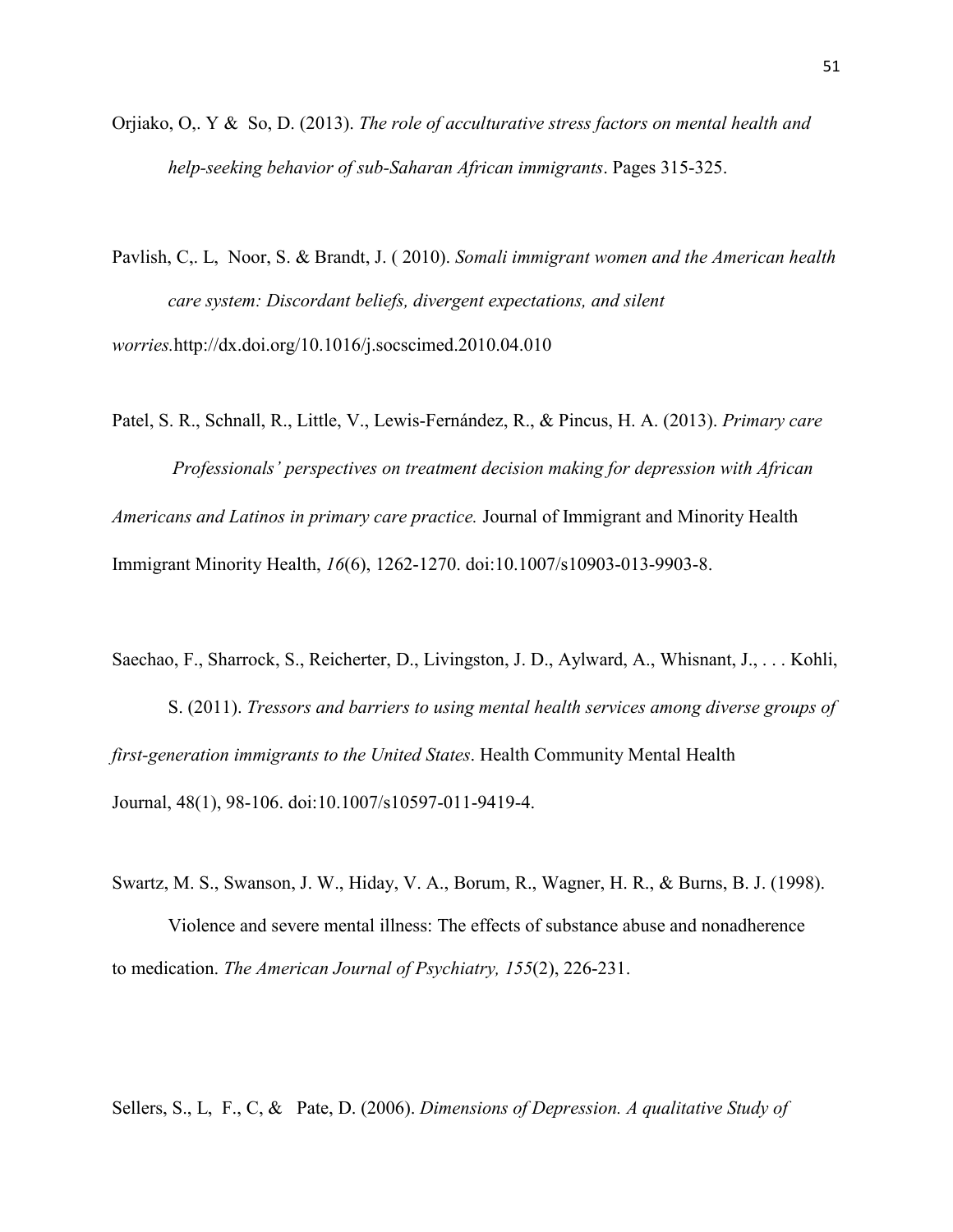Orjiako, O,. Y & So, D. (2013). *The role of acculturative stress factors on mental health and help-seeking behavior of sub-Saharan African immigrants*. Pages 315-325.

Pavlish, C,. L, Noor, S. & Brandt, J. ( 2010). *Somali immigrant women and the American health care system: Discordant beliefs, divergent expectations, and silent worries.*http://dx.doi.org/10.1016/j.socscimed.2010.04.010

Patel, S. R., Schnall, R., Little, V., Lewis-Fernández, R., & Pincus, H. A. (2013). *Primary care Professionals' perspectives on treatment decision making for depression with African Americans and Latinos in primary care practice.* Journal of Immigrant and Minority Health Immigrant Minority Health, *16*(6), 1262-1270. doi:10.1007/s10903-013-9903-8.

Saechao, F., Sharrock, S., Reicherter, D., Livingston, J. D., Aylward, A., Whisnant, J., . . . Kohli, S. (2011). *Tressors and barriers to using mental health services among diverse groups of first-generation immigrants to the United States*. Health Community Mental Health Journal, 48(1), 98-106. doi:10.1007/s10597-011-9419-4.

Swartz, M. S., Swanson, J. W., Hiday, V. A., Borum, R., Wagner, H. R., & Burns, B. J. (1998). Violence and severe mental illness: The effects of substance abuse and nonadherence to medication. *The American Journal of Psychiatry, 155*(2), 226-231.

Sellers, S., L, F., C, & Pate, D. (2006). *Dimensions of Depression. A qualitative Study of*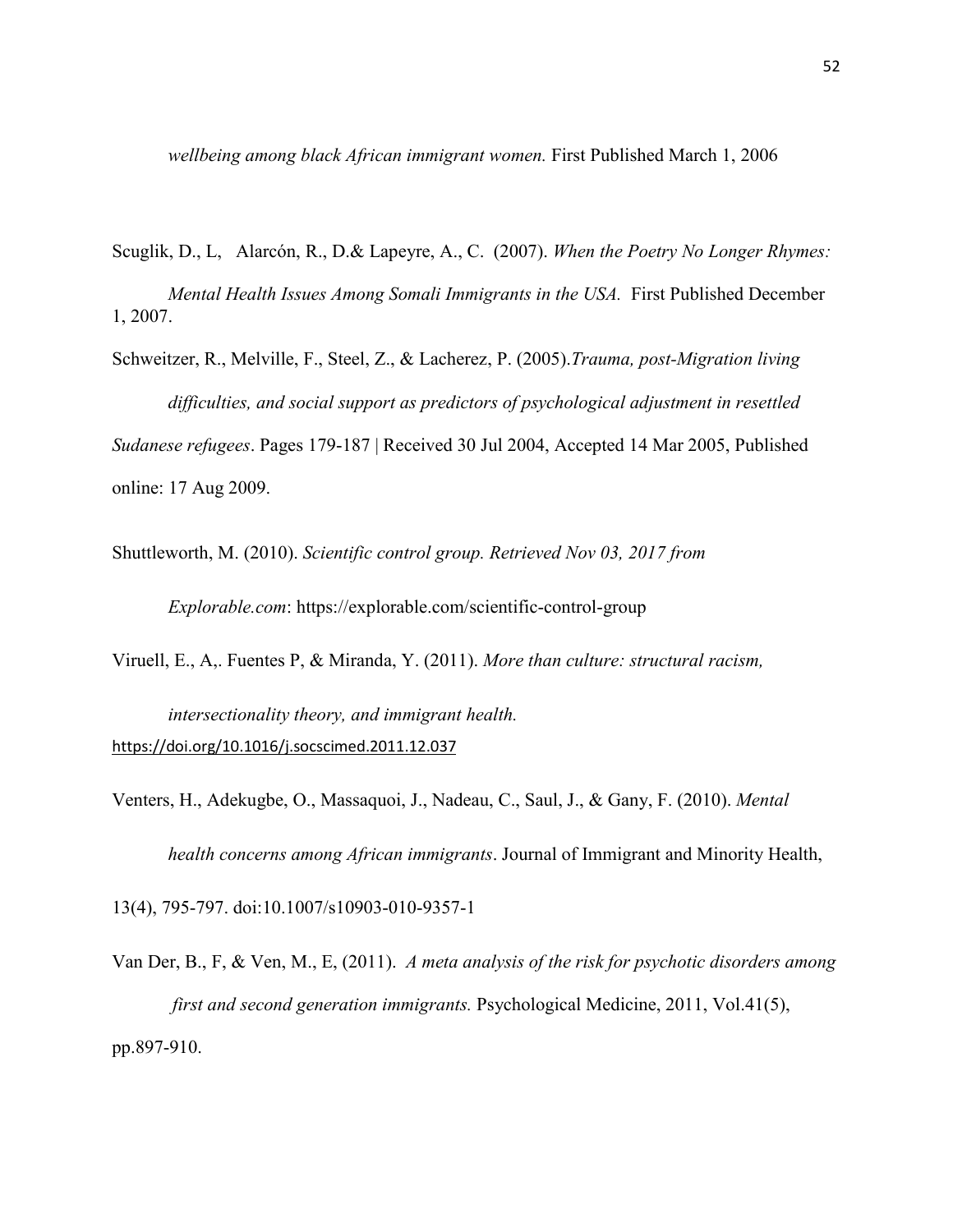*wellbeing among black African immigrant women.* First Published March 1, 2006

Scuglik, D., L, Alarcón, R., D.& Lapeyre, A., C. (2007). *When the Poetry No Longer Rhymes: Mental Health Issues Among Somali Immigrants in the USA.* First Published December 1, 2007.

Schweitzer, R., Melville, F., Steel, Z., & Lacherez, P. (2005).*Trauma, post-Migration living difficulties, and social support as predictors of psychological adjustment in resettled Sudanese refugees*. Pages 179-187 | Received 30 Jul 2004, Accepted 14 Mar 2005, Published online: 17 Aug 2009.

Shuttleworth, M. (2010). *Scientific control group. Retrieved Nov 03, 2017 from Explorable.com*: https://explorable.com/scientific-control-group

Viruell, E., A,. Fuentes P, & Miranda, Y. (2011). *More than culture: structural racism, intersectionality theory, and immigrant health.* https://doi.org/10.1016/j.socscimed.2011.12.037

Venters, H., Adekugbe, O., Massaquoi, J., Nadeau, C., Saul, J., & Gany, F. (2010). *Mental health concerns among African immigrants*. Journal of Immigrant and Minority Health, 13(4), 795-797. doi:10.1007/s10903-010-9357-1

Van Der, B., F, & Ven, M., E, (2011). *A meta analysis of the risk for psychotic disorders among first and second generation immigrants.* Psychological Medicine, 2011, Vol.41(5), pp.897-910.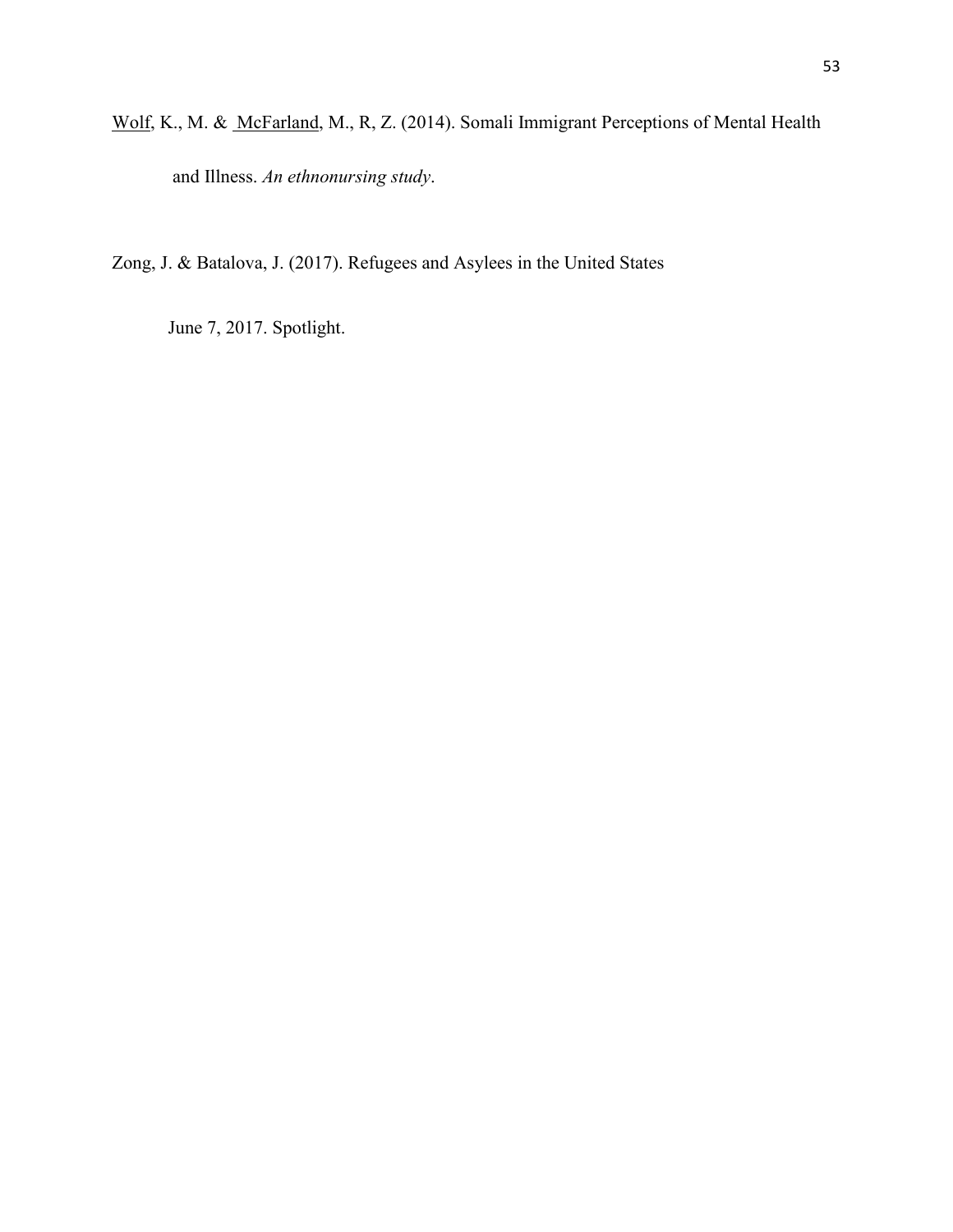Wolf, K., M. & McFarland, M., R, Z. (2014). Somali Immigrant Perceptions of Mental Health and Illness. *An ethnonursing study*.

Zong, J. & Batalova, J. (2017). Refugees and Asylees in the United States June 7, 2017. Spotlight.